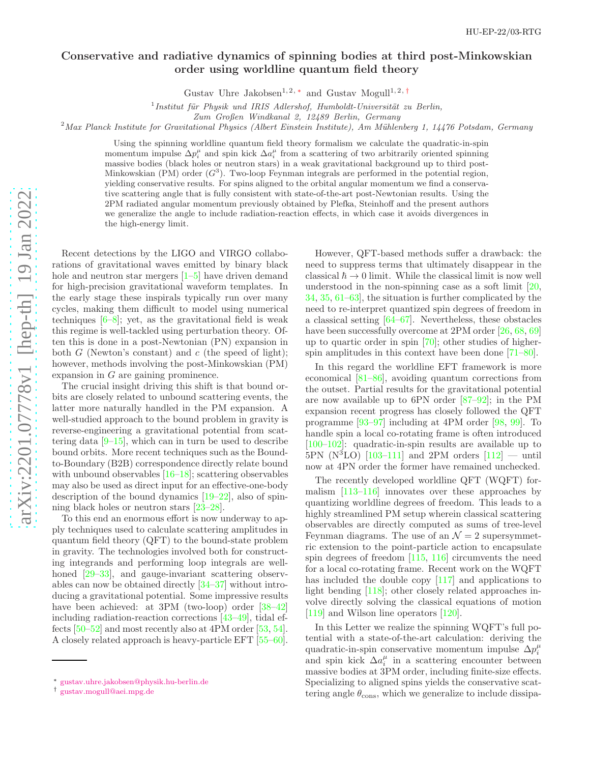HU-EP-22/03-RTG

# Conservative and radiative dynamics of spinning bodies at third post-Minkowskian order using worldline quantum field theory

Gustav Uhre Jakobsen[1,2,*] and Gustav Mogull[1,2,†]

[1] *Institut für Physik und IRIS Adlershof, Humboldt-Universität zu Berlin, Zum Großen Windkanal 2, 12489 Berlin, Germany*

[2] *Max Planck Institute for Gravitational Physics (Albert Einstein Institute), Am Mühlenberg 1, 14476 Potsdam, Germany*

Using the spinning worldline quantum field theory formalism we calculate the quadratic-in-spin momentum impulse $\Delta p_i^\mu$ and spin kick $\Delta a_i^\mu$ from a scattering of two arbitrarily oriented spinning massive bodies (black holes or neutron stars) in a weak gravitational background up to third post-Minkowskian (PM) order ($G^3$). Two-loop Feynman integrals are performed in the potential region, yielding conservative results. For spins aligned to the orbital angular momentum we find a conservative scattering angle that is fully consistent with state-of-the-art post-Newtonian results. Using the 2PM radiated angular momentum previously obtained by Plefka, Steinhoff and the present authors we generalize the angle to include radiation-reaction effects, in which case it avoids divergences in the high-energy limit.

Recent detections by the LIGO and VIRGO collaborations of gravitational waves emitted by binary black hole and neutron star mergers [1–5] have driven demand for high-precision gravitational waveform templates. In the early stage these inspirals typically run over many cycles, making them difficult to model using numerical techniques [6–8]; yet, as the gravitational field is weak this regime is well-tackled using perturbation theory. Often this is done in a post-Newtonian (PN) expansion in both $G$ (Newton's constant) and $c$ (the speed of light); however, methods involving the post-Minkowskian (PM) expansion in $G$ are gaining prominence.

The crucial insight driving this shift is that bound orbits are closely related to unbound scattering events, the latter more naturally handled in the PM expansion. A well-studied approach to the bound problem in gravity is reverse-engineering a gravitational potential from scattering data [9–15], which can in turn be used to describe bound orbits. More recent techniques such as the Bound-to-Boundary (B2B) correspondence directly relate bound with unbound observables [16–18]; scattering observables may also be used as direct input for an effective-one-body description of the bound dynamics [19–22], also of spinning black holes or neutron stars [23–28].

To this end an enormous effort is now underway to apply techniques used to calculate scattering amplitudes in quantum field theory (QFT) to the bound-state problem in gravity. The technologies involved both for constructing integrands and performing loop integrals are well-honed [29–33], and gauge-invariant scattering observables can now be obtained directly [34–37] without introducing a gravitational potential. Some impressive results have been achieved: at 3PM (two-loop) order [38–42] including radiation-reaction corrections [43–49], tidal effects [50–52] and most recently also at 4PM order [53, 54]. A closely related approach is heavy-particle EFT [55–60].

However, QFT-based methods suffer a drawback: the need to suppress terms that ultimately disappear in the classical $\hbar \to 0$ limit. While the classical limit is now well understood in the non-spinning case as a soft limit [20, 34, 35, 61–63], the situation is further complicated by the need to re-interpret quantized spin degrees of freedom in a classical setting [64–67]. Nevertheless, these obstacles have been successfully overcome at 2PM order [26, 68, 69] up to quartic order in spin [70]; other studies of higher-spin amplitudes in this context have been done [71–80].

In this regard the worldline EFT framework is more economical [81–86], avoiding quantum corrections from the outset. Partial results for the gravitational potential are now available up to 6PN order [87–92]; in the PM expansion recent progress has closely followed the QFT programme [93–97] including at 4PM order [98, 99]. To handle spin a local co-rotating frame is often introduced [100–102]: quadratic-in-spin results are available up to 5PN (N$^3$LO) [103–111] and 2PM orders [112] — until now at 4PN order the former have remained unchecked.

The recently developed worldline QFT (WQFT) formalism [113–116] innovates over these approaches by quantizing worldline degrees of freedom. This leads to a highly streamlined PM setup wherein classical scattering observables are directly computed as sums of tree-level Feynman diagrams. The use of an $\mathcal{N} = 2$ supersymmetric extension to the point-particle action to encapsulate spin degrees of freedom [115, 116] circumvents the need for a local co-rotating frame. Recent work on the WQFT has included the double copy [117] and applications to light bending [118]; other closely related approaches involve directly solving the classical equations of motion [119] and Wilson line operators [120].

In this Letter we realize the spinning WQFT's full potential with a state-of-the-art calculation: deriving the quadratic-in-spin conservative momentum impulse $\Delta p_i^\mu$ and spin kick $\Delta a_i^\mu$ in a scattering encounter between massive bodies at 3PM order, including finite-size effects. Specializing to aligned spins yields the conservative scattering angle $\theta_{\rm cons}$, which we generalize to include dissipa-

* gustav.uhre.jakobsen@physik.hu-berlin.de
† gustav.mogull@aei.mpg.de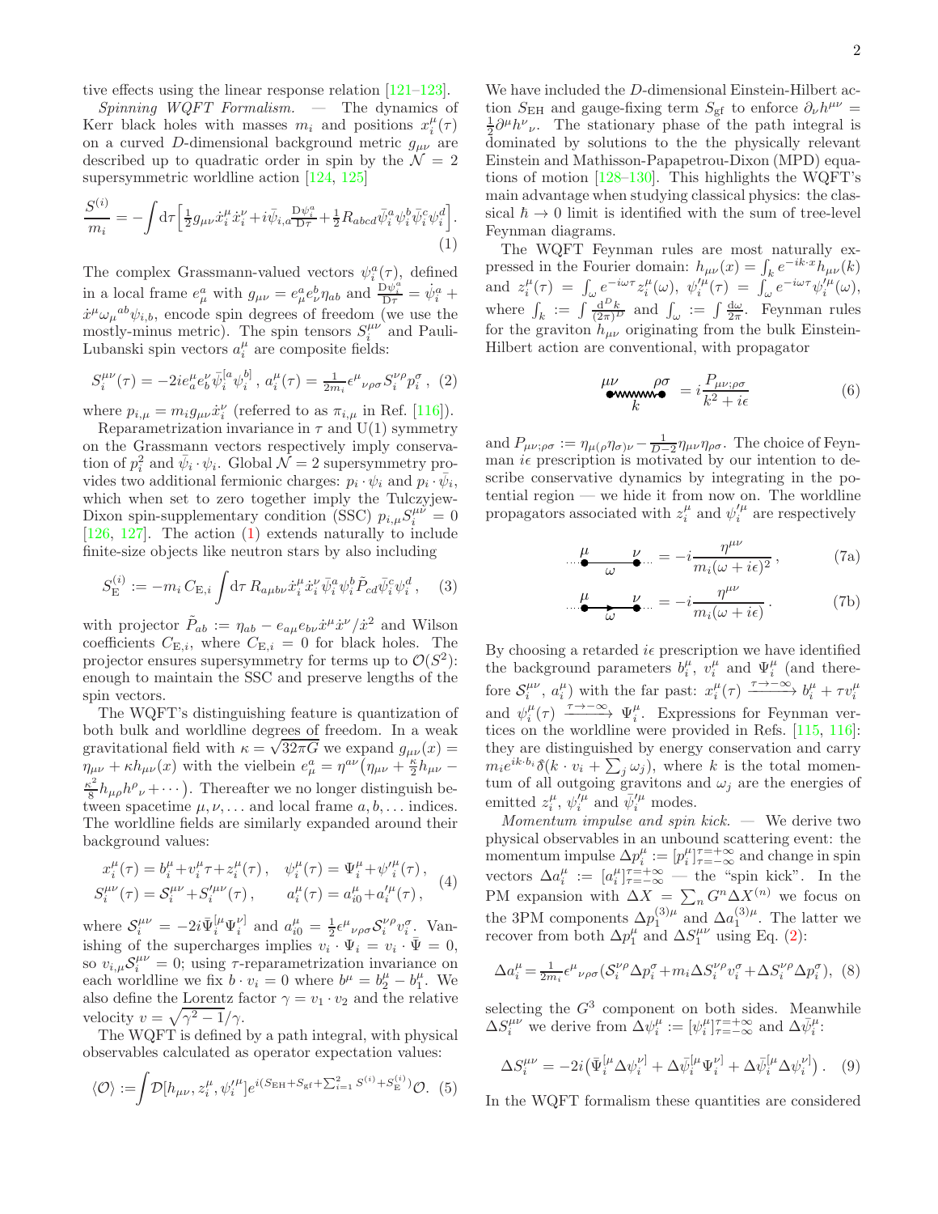tive effects using the linear response relation [121–123].

*Spinning WQFT Formalism.* — The dynamics of Kerr black holes with masses $m_i$ and positions $x_i^\mu(\tau)$ on a curved $D$-dimensional background metric $g_{\mu\nu}$ are described up to quadratic order in spin by the $\mathcal{N}=2$ supersymmetric worldline action [124, 125]

$$\frac{S^{(i)}}{m_i} = -\int \mathrm{d}\tau \Big[\tfrac{1}{2} g_{\mu\nu}\dot{x}_i^\mu \dot{x}_i^\nu + i\bar{\psi}_{i,a}\tfrac{\mathrm{D}\psi_i^a}{\mathrm{D}\tau} + \tfrac{1}{2}R_{abcd}\bar{\psi}_i^a\psi_i^b\bar{\psi}_i^c\psi_i^d\Big]. \tag{1}$$

The complex Grassmann-valued vectors $\psi_i^a(\tau)$, defined in a local frame $e_\mu^a$ with $g_{\mu\nu} = e_\mu^a e_\nu^b \eta_{ab}$ and $\frac{\mathrm{D}\psi_i^a}{\mathrm{D}\tau} = \dot{\psi}_i^a + \dot{x}^\mu \omega_\mu{}^{ab}\psi_{i,b}$, encode spin degrees of freedom (we use the mostly-minus metric). The spin tensors $S_i^{\mu\nu}$ and Pauli-Lubanski spin vectors $a_i^\mu$ are composite fields:

$$S_i^{\mu\nu}(\tau) = -2ie_a^\mu e_b^\nu \bar{\psi}_i^{[a}\psi_i^{b]}\,,\; a_i^\mu(\tau) = \tfrac{1}{2m_i}\epsilon^\mu{}_{\nu\rho\sigma}S_i^{\nu\rho}p_i^\sigma\,, \tag{2}$$

where $p_{i,\mu} = m_i g_{\mu\nu}\dot{x}_i^\nu$ (referred to as $\pi_{i,\mu}$ in Ref. [116]).

Reparametrization invariance in $\tau$ and U(1) symmetry on the Grassmann vectors respectively imply conservation of $p_i^2$ and $\bar{\psi}_i\cdot\psi_i$. Global $\mathcal{N}=2$ supersymmetry provides two additional fermionic charges: $p_i\cdot\psi_i$ and $p_i\cdot\bar{\psi}_i$, which when set to zero together imply the Tulczyjew-Dixon spin-supplementary condition (SSC) $p_{i,\mu}S_i^{\mu\nu}=0$ [126, 127]. The action (1) extends naturally to include finite-size objects like neutron stars by also including

$$S_{\mathrm{E}}^{(i)} := -m_i\, C_{\mathrm{E},i}\int \mathrm{d}\tau\, R_{a\mu b\nu}\dot{x}_i^\mu \dot{x}_i^\nu \bar{\psi}_i^a\psi_i^b \tilde{P}_{cd}\bar{\psi}_i^c\psi_i^d\,, \tag{3}$$

with projector $\tilde{P}_{ab} := \eta_{ab} - e_{a\mu}e_{b\nu}\dot{x}^\mu\dot{x}^\nu/\dot{x}^2$ and Wilson coefficients $C_{\mathrm{E},i}$, where $C_{\mathrm{E},i}=0$ for black holes. The projector ensures supersymmetry for terms up to $\mathcal{O}(S^2)$: enough to maintain the SSC and preserve lengths of the spin vectors.

The WQFT's distinguishing feature is quantization of both bulk and worldline degrees of freedom. In a weak gravitational field with $\kappa = \sqrt{32\pi G}$ we expand $g_{\mu\nu}(x) = \eta_{\mu\nu} + \kappa h_{\mu\nu}(x)$ with the vielbein $e_\mu^a = \eta^{a\nu}\big(\eta_{\mu\nu} + \frac{\kappa}{2}h_{\mu\nu} - \frac{\kappa^2}{8}h_{\mu\rho}h^\rho{}_\nu + \cdots\big)$. Thereafter we no longer distinguish between spacetime $\mu,\nu,\ldots$ and local frame $a,b,\ldots$ indices. The worldline fields are similarly expanded around their background values:

$$\begin{aligned} x_i^\mu(\tau) &= b_i^\mu + v_i^\mu\tau + z_i^\mu(\tau)\,, \quad \psi_i^\mu(\tau) = \Psi_i^\mu + \psi_i'^\mu(\tau)\,,\\ S_i^{\mu\nu}(\tau) &= \mathcal{S}_i^{\mu\nu} + S_i'^{\mu\nu}(\tau)\,, \qquad a_i^\mu(\tau) = a_{i0}^\mu + a_i'^\mu(\tau)\,, \end{aligned} \tag{4}$$

where $\mathcal{S}_i^{\mu\nu} = -2i\bar{\Psi}_i^{[\mu}\Psi_i^{\nu]}$ and $a_{i0}^\mu = \frac{1}{2}\epsilon^\mu{}_{\nu\rho\sigma}\mathcal{S}_i^{\nu\rho}v_i^\sigma$. Vanishing of the supercharges implies $v_i\cdot\Psi_i = v_i\cdot\bar{\Psi} = 0$, so $v_{i,\mu}\mathcal{S}_i^{\mu\nu}=0$; using $\tau$-reparametrization invariance on each worldline we fix $b\cdot v_i = 0$ where $b^\mu = b_2^\mu - b_1^\mu$. We also define the Lorentz factor $\gamma = v_1\cdot v_2$ and the relative velocity $v = \sqrt{\gamma^2-1}/\gamma$.

The WQFT is defined by a path integral, with physical observables calculated as operator expectation values:

$$\langle\mathcal{O}\rangle := \int \mathcal{D}[h_{\mu\nu}, z_i^\mu, \psi_i'^\mu]\, e^{i(S_{\mathrm{EH}}+S_{\mathrm{gf}}+\sum_{i=1}^2 S^{(i)}+S_{\mathrm{E}}^{(i)})}\mathcal{O}. \tag{5}$$

We have included the $D$-dimensional Einstein-Hilbert action $S_{\mathrm{EH}}$ and gauge-fixing term $S_{\mathrm{gf}}$ to enforce $\partial_\nu h^{\mu\nu} = \frac{1}{2}\partial^\mu h^\nu{}_\nu$. The stationary phase of the path integral is dominated by solutions to the the physically relevant Einstein and Mathisson-Papapetrou-Dixon (MPD) equations of motion [128–130]. This highlights the WQFT's main advantage when studying classical physics: the classical $\hbar\to 0$ limit is identified with the sum of tree-level Feynman diagrams.

The WQFT Feynman rules are most naturally expressed in the Fourier domain: $h_{\mu\nu}(x) = \int_k e^{-ik\cdot x}h_{\mu\nu}(k)$ and $z_i^\mu(\tau) = \int_\omega e^{-i\omega\tau}z_i^\mu(\omega)$, $\psi_i'^\mu(\tau) = \int_\omega e^{-i\omega\tau}\psi_i'^\mu(\omega)$, where $\int_k := \int\frac{\mathrm{d}^Dk}{(2\pi)^D}$ and $\int_\omega := \int\frac{\mathrm{d}\omega}{2\pi}$. Feynman rules for the graviton $h_{\mu\nu}$ originating from the bulk Einstein-Hilbert action are conventional, with propagator

$$\mu\nu \;\text{~~~~}_k\; \rho\sigma = i\frac{P_{\mu\nu;\rho\sigma}}{k^2+i\epsilon} \tag{6}$$

and $P_{\mu\nu;\rho\sigma} := \eta_{\mu(\rho}\eta_{\sigma)\nu} - \frac{1}{D-2}\eta_{\mu\nu}\eta_{\rho\sigma}$. The choice of Feynman $i\epsilon$ prescription is motivated by our intention to describe conservative dynamics by integrating in the potential region — we hide it from now on. The worldline propagators associated with $z_i^\mu$ and $\psi_i'^\mu$ are respectively

$$\mu \;\underset{\omega}{\text{———}}\; \nu = -i\frac{\eta^{\mu\nu}}{m_i(\omega+i\epsilon)^2}\,, \tag{7a}$$

$$\mu \;\underset{\omega}{\text{—›—}}\; \nu = -i\frac{\eta^{\mu\nu}}{m_i(\omega+i\epsilon)}\,. \tag{7b}$$

By choosing a retarded $i\epsilon$ prescription we have identified the background parameters $b_i^\mu$, $v_i^\mu$ and $\Psi_i^\mu$ (and therefore $\mathcal{S}_i^{\mu\nu}$, $a_i^\mu$) with the far past: $x_i^\mu(\tau)\xrightarrow{\tau\to-\infty} b_i^\mu + \tau v_i^\mu$ and $\psi_i^\mu(\tau)\xrightarrow{\tau\to-\infty}\Psi_i^\mu$. Expressions for Feynman vertices on the worldline were provided in Refs. [115, 116]: they are distinguished by energy conservation and carry $m_i e^{ik\cdot b_i}\delta\!\!\!{}^-(k\cdot v_i + \sum_j\omega_j)$, where $k$ is the total momentum of all outgoing gravitons and $\omega_j$ are the energies of emitted $z_i^\mu$, $\psi_i'^\mu$ and $\bar{\psi}_i'^\mu$ modes.

*Momentum impulse and spin kick.* — We derive two physical observables in an unbound scattering event: the momentum impulse $\Delta p_i^\mu := [p_i^\mu]_{\tau=-\infty}^{\tau=+\infty}$ and change in spin vectors $\Delta a_i^\mu := [a_i^\mu]_{\tau=-\infty}^{\tau=+\infty}$ — the "spin kick". In the PM expansion with $\Delta X = \sum_n G^n\Delta X^{(n)}$ we focus on the 3PM components $\Delta p_1^{(3)\mu}$ and $\Delta a_1^{(3)\mu}$. The latter we recover from both $\Delta p_1^\mu$ and $\Delta S_1^{\mu\nu}$ using Eq. (2):

$$\Delta a_i^\mu = \tfrac{1}{2m_i}\epsilon^\mu{}_{\nu\rho\sigma}(\mathcal{S}_i^{\nu\rho}\Delta p_i^\sigma + m_i\Delta S_i^{\nu\rho}v_i^\sigma + \Delta S_i^{\nu\rho}\Delta p_i^\sigma), \tag{8}$$

selecting the $G^3$ component on both sides. Meanwhile $\Delta S_i^{\mu\nu}$ we derive from $\Delta\psi_i^\mu := [\psi_i^\mu]_{\tau=-\infty}^{\tau=+\infty}$ and $\Delta\bar{\psi}_i^\mu$:

$$\Delta S_i^{\mu\nu} = -2i\big(\bar{\Psi}_i^{[\mu}\Delta\psi_i^{\nu]} + \Delta\bar{\psi}_i^{[\mu}\Psi_i^{\nu]} + \Delta\bar{\psi}_i^{[\mu}\Delta\psi_i^{\nu]}\big)\,. \tag{9}$$

In the WQFT formalism these quantities are considered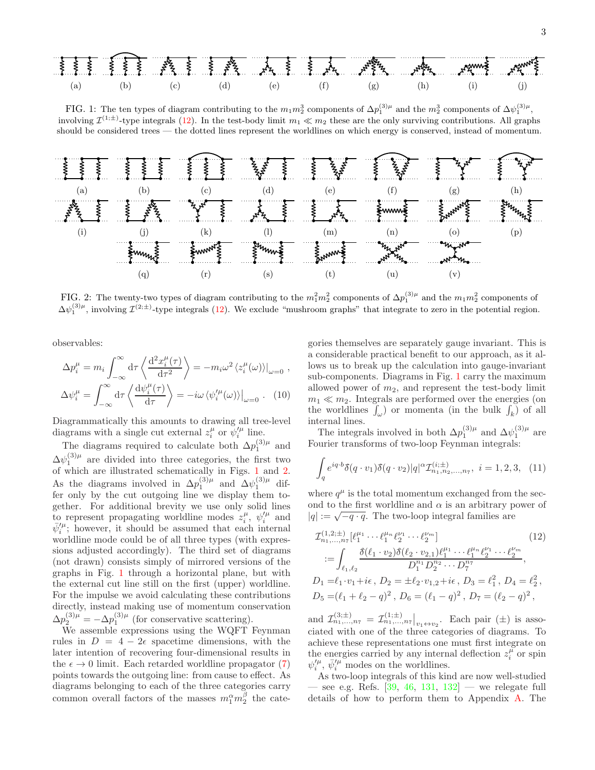(a) (b) (c) (d) (e) (f) (g) (h) (i) (j)

FIG. 1: The ten types of diagram contributing to the $m_1 m_2^3$ components of $\Delta p_1^{(3)\mu}$ and the $m_2^3$ components of $\Delta\psi_1^{(3)\mu}$, involving $\mathcal{I}^{(1;\pm)}$-type integrals (12). In the test-body limit $m_1 \ll m_2$ these are the only surviving contributions. All graphs should be considered trees — the dotted lines represent the worldlines on which energy is conserved, instead of momentum.

(a) (b) (c) (d) (e) (f) (g) (h)

(i) (j) (k) (l) (m) (n) (o) (p)

(q) (r) (s) (t) (u) (v)

FIG. 2: The twenty-two types of diagram contributing to the $m_1^2 m_2^2$ components of $\Delta p_1^{(3)\mu}$ and the $m_1 m_2^2$ components of $\Delta\psi_1^{(3)\mu}$, involving $\mathcal{I}^{(2;\pm)}$-type integrals (12). We exclude "mushroom graphs" that integrate to zero in the potential region.

observables:

$$
\begin{aligned}
\Delta p_i^\mu &= m_i \int_{-\infty}^{\infty} \mathrm{d}\tau \left\langle \frac{\mathrm{d}^2 x_i^\mu(\tau)}{\mathrm{d}\tau^2} \right\rangle = -m_i \omega^2 \left\langle z_i^\mu(\omega) \right\rangle\big|_{\omega=0} , \\
\Delta \psi_i^\mu &= \int_{-\infty}^{\infty} \mathrm{d}\tau \left\langle \frac{\mathrm{d}\psi_i^\mu(\tau)}{\mathrm{d}\tau} \right\rangle = -i\omega \left\langle \psi_i'^\mu(\omega) \right\rangle\big|_{\omega=0} . \quad (10)
\end{aligned}
$$

Diagrammatically this amounts to drawing all tree-level diagrams with a single cut external $z_i^\mu$ or $\psi_i'^\mu$ line.

The diagrams required to calculate both $\Delta p_1^{(3)\mu}$ and $\Delta\psi_1^{(3)\mu}$ are divided into three categories, the first two of which are illustrated schematically in Figs. 1 and 2. As the diagrams involved in $\Delta p_1^{(3)\mu}$ and $\Delta\psi_1^{(3)\mu}$ differ only by the cut outgoing line we display them together. For additional brevity we use only solid lines to represent propagating worldline modes $z_i^\mu$, $\psi_i'^\mu$ and $\bar\psi_i'^\mu$; however, it should be assumed that each internal worldline mode could be of all three types (with expressions adjusted accordingly). The third set of diagrams (not drawn) consists simply of mirrored versions of the graphs in Fig. 1 through a horizontal plane, but with the external cut line still on the first (upper) worldline. For the impulse we avoid calculating these contributions directly, instead making use of momentum conservation $\Delta p_2^{(3)\mu} = -\Delta p_1^{(3)\mu}$ (for conservative scattering).

We assemble expressions using the WQFT Feynman rules in $D = 4 - 2\epsilon$ spacetime dimensions, with the later intention of recovering four-dimensional results in the $\epsilon \to 0$ limit. Each retarded worldline propagator (7) points towards the outgoing line: from cause to effect. As diagrams belonging to each of the three categories carry common overall factors of the masses $m_1^\alpha m_2^\beta$ the categories themselves are separately gauge invariant. This is a considerable practical benefit to our approach, as it allows us to break up the calculation into gauge-invariant sub-components. Diagrams in Fig. 1 carry the maximum allowed power of $m_2$, and represent the test-body limit $m_1 \ll m_2$. Integrals are performed over the energies (on the worldlines $\int_\omega$) or momenta (in the bulk $\int_k$) of all internal lines.

The integrals involved in both $\Delta p_1^{(3)\mu}$ and $\Delta\psi_1^{(3)\mu}$ are Fourier transforms of two-loop Feynman integrals:

$$
\int_q e^{iq\cdot b} \delta\!\!\!{}^-(q\cdot v_1)\delta\!\!\!{}^-(q\cdot v_2)|q|^\alpha \mathcal{I}^{(i;\pm)}_{n_1,n_2,\ldots,n_7}, \ \ i=1,2,3, \quad (11)
$$

where $q^\mu$ is the total momentum exchanged from the second to the first worldline and $\alpha$ is an arbitrary power of $|q| := \sqrt{-q\cdot q}$. The two-loop integral families are

$$
\begin{aligned}
&\mathcal{I}^{(1,2;\pm)}_{n_1,\ldots,n_7}[\ell_1^{\mu_1}\cdots\ell_1^{\mu_n}\ell_2^{\nu_1}\cdots\ell_2^{\nu_m}] \quad (12)\\
&:= \int_{\ell_1,\ell_2} \frac{\delta\!\!\!{}^-(\ell_1\cdot v_2)\delta\!\!\!{}^-(\ell_2\cdot v_{2,1})\ell_1^{\mu_1}\cdots\ell_1^{\mu_n}\ell_2^{\nu_1}\cdots\ell_2^{\nu_m}}{D_1^{n_1}D_2^{n_2}\cdots D_7^{n_7}}, \\
&D_1 = \ell_1\cdot v_1 + i\epsilon\,,\ D_2 = \pm\ell_2\cdot v_{1,2} + i\epsilon\,,\ D_3 = \ell_1^2\,,\ D_4 = \ell_2^2\,, \\
&D_5 = (\ell_1+\ell_2-q)^2\,,\ D_6 = (\ell_1-q)^2\,,\ D_7 = (\ell_2-q)^2\,,
\end{aligned}
$$

and $\mathcal{I}^{(3;\pm)}_{n_1,\ldots,n_7} = \mathcal{I}^{(1;\pm)}_{n_1,\ldots,n_7}\big|_{v_1\leftrightarrow v_2}$. Each pair $(\pm)$ is associated with one of the three categories of diagrams. To achieve these representations one must first integrate on the energies carried by any internal deflection $z_i^\mu$ or spin $\psi_i'^\mu$, $\bar\psi_i'^\mu$ modes on the worldlines.

As two-loop integrals of this kind are now well-studied — see e.g. Refs. [39, 46, 131, 132] — we relegate full details of how to perform them to Appendix A. The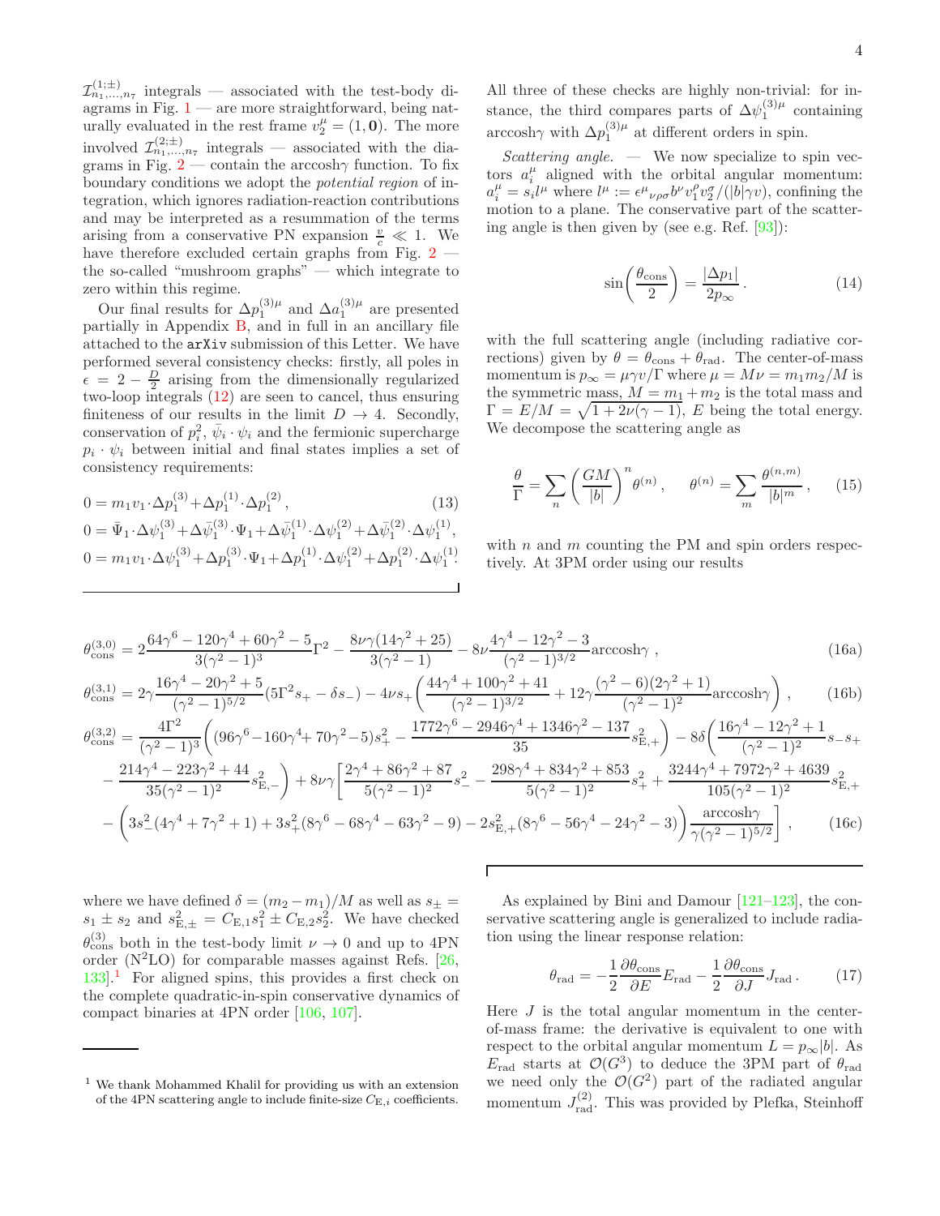$\mathcal{I}^{(1;\pm)}_{n_1,\ldots,n_7}$ integrals — associated with the test-body diagrams in Fig. 1 — are more straightforward, being naturally evaluated in the rest frame $v_2^\mu = (1, \mathbf{0})$. The more involved $\mathcal{I}^{(2;\pm)}_{n_1,\ldots,n_7}$ integrals — associated with the diagrams in Fig. 2 — contain the arccosh$\gamma$ function. To fix boundary conditions we adopt the *potential region* of integration, which ignores radiation-reaction contributions and may be interpreted as a resummation of the terms arising from a conservative PN expansion $\frac{v}{c} \ll 1$. We have therefore excluded certain graphs from Fig. 2 — the so-called "mushroom graphs" — which integrate to zero within this regime.

Our final results for $\Delta p_1^{(3)\mu}$ and $\Delta a_1^{(3)\mu}$ are presented partially in Appendix B, and in full in an ancillary file attached to the `arXiv` submission of this Letter. We have performed several consistency checks: firstly, all poles in $\epsilon = 2 - \frac{D}{2}$ arising from the dimensionally regularized two-loop integrals (12) are seen to cancel, thus ensuring finiteness of our results in the limit $D \to 4$. Secondly, conservation of $p_i^2$, $\bar{\psi}_i \cdot \psi_i$ and the fermionic supercharge $p_i \cdot \psi_i$ between initial and final states implies a set of consistency requirements:

$$
\begin{aligned}
0 &= m_1 v_1 \cdot \Delta p_1^{(3)} + \Delta p_1^{(1)} \cdot \Delta p_1^{(2)} \,, \qquad (13)\\
0 &= \bar{\Psi}_1 \cdot \Delta\psi_1^{(3)} + \Delta\bar{\psi}_1^{(3)} \cdot \Psi_1 + \Delta\bar{\psi}_1^{(1)} \cdot \Delta\psi_1^{(2)} + \Delta\bar{\psi}_1^{(2)} \cdot \Delta\psi_1^{(1)} ,\\
0 &= m_1 v_1 \cdot \Delta\psi_1^{(3)} + \Delta p_1^{(3)} \cdot \Psi_1 + \Delta p_1^{(1)} \cdot \Delta\psi_1^{(2)} + \Delta p_1^{(2)} \cdot \Delta\psi_1^{(1)} .
\end{aligned}
$$

All three of these checks are highly non-trivial: for instance, the third compares parts of $\Delta\psi_1^{(3)\mu}$ containing arccosh$\gamma$ with $\Delta p_1^{(3)\mu}$ at different orders in spin.

*Scattering angle.* — We now specialize to spin vectors $a_i^\mu$ aligned with the orbital angular momentum: $a_i^\mu = s_i l^\mu$ where $l^\mu := \epsilon^\mu{}_{\nu\rho\sigma} b^\nu v_1^\rho v_2^\sigma / (|b|\gamma v)$, confining the motion to a plane. The conservative part of the scattering angle is then given by (see e.g. Ref. [93]):

$$
\sin\left(\frac{\theta_{\rm cons}}{2}\right) = \frac{|\Delta p_1|}{2p_\infty} \,. \qquad (14)
$$

with the full scattering angle (including radiative corrections) given by $\theta = \theta_{\rm cons} + \theta_{\rm rad}$. The center-of-mass momentum is $p_\infty = \mu\gamma v/\Gamma$ where $\mu = M\nu = m_1 m_2/M$ is the symmetric mass, $M = m_1 + m_2$ is the total mass and $\Gamma = E/M = \sqrt{1 + 2\nu(\gamma - 1)}$, $E$ being the total energy. We decompose the scattering angle as

$$
\frac{\theta}{\Gamma} = \sum_n \left(\frac{GM}{|b|}\right)^n \theta^{(n)} \,, \qquad \theta^{(n)} = \sum_m \frac{\theta^{(n,m)}}{|b|^m} \,, \qquad (15)
$$

with $n$ and $m$ counting the PM and spin orders respectively. At 3PM order using our results

$$
\theta^{(3,0)}_{\rm cons} = 2\frac{64\gamma^6 - 120\gamma^4 + 60\gamma^2 - 5}{3(\gamma^2-1)^3}\Gamma^2 - \frac{8\nu\gamma(14\gamma^2+25)}{3(\gamma^2-1)} - 8\nu\frac{4\gamma^4 - 12\gamma^2 - 3}{(\gamma^2-1)^{3/2}}\text{arccosh}\gamma \,, \qquad (16a)
$$

$$
\theta^{(3,1)}_{\rm cons} = 2\gamma\frac{16\gamma^4 - 20\gamma^2 + 5}{(\gamma^2-1)^{5/2}}(5\Gamma^2 s_+ - \delta s_-) - 4\nu s_+\left(\frac{44\gamma^4 + 100\gamma^2 + 41}{(\gamma^2-1)^{3/2}} + 12\gamma\frac{(\gamma^2-6)(2\gamma^2+1)}{(\gamma^2-1)^2}\text{arccosh}\gamma\right) , \qquad (16b)
$$

$$
\begin{aligned}
\theta^{(3,2)}_{\rm cons} = {}& \frac{4\Gamma^2}{(\gamma^2-1)^3}\left((96\gamma^6 - 160\gamma^4 + 70\gamma^2 - 5)s_+^2 - \frac{1772\gamma^6 - 2946\gamma^4 + 1346\gamma^2 - 137}{35}s^2_{{\rm E},+}\right) - 8\delta\left(\frac{16\gamma^4 - 12\gamma^2 + 1}{(\gamma^2-1)^2}s_- s_+\right.\\
& \left. - \frac{214\gamma^4 - 223\gamma^2 + 44}{35(\gamma^2-1)^2}s^2_{{\rm E},-}\right) + 8\nu\gamma\left[\frac{2\gamma^4 + 86\gamma^2 + 87}{5(\gamma^2-1)^2}s_-^2 - \frac{298\gamma^4 + 834\gamma^2 + 853}{5(\gamma^2-1)^2}s_+^2 + \frac{3244\gamma^4 + 7972\gamma^2 + 4639}{105(\gamma^2-1)^2}s^2_{{\rm E},+}\right.\\
& \left. - \left(3s_-^2(4\gamma^4 + 7\gamma^2 + 1) + 3s_+^2(8\gamma^6 - 68\gamma^4 - 63\gamma^2 - 9) - 2s^2_{{\rm E},+}(8\gamma^6 - 56\gamma^4 - 24\gamma^2 - 3)\right)\frac{\text{arccosh}\gamma}{\gamma(\gamma^2-1)^{5/2}}\right] , \qquad (16c)
\end{aligned}
$$

where we have defined $\delta = (m_2 - m_1)/M$ as well as $s_\pm = s_1 \pm s_2$ and $s^2_{{\rm E},\pm} = C_{{\rm E},1}s_1^2 \pm C_{{\rm E},2}s_2^2$. We have checked $\theta^{(3)}_{\rm cons}$ both in the test-body limit $\nu \to 0$ and up to 4PN order (N$^2$LO) for comparable masses against Refs. [26, 133].[1] For aligned spins, this provides a first check on the complete quadratic-in-spin conservative dynamics of compact binaries at 4PN order [106, 107].

As explained by Bini and Damour [121–123], the conservative scattering angle is generalized to include radiation using the linear response relation:

$$
\theta_{\rm rad} = -\frac{1}{2}\frac{\partial\theta_{\rm cons}}{\partial E}E_{\rm rad} - \frac{1}{2}\frac{\partial\theta_{\rm cons}}{\partial J}J_{\rm rad} \,. \qquad (17)
$$

Here $J$ is the total angular momentum in the center-of-mass frame: the derivative is equivalent to one with respect to the orbital angular momentum $L = p_\infty|b|$. As $E_{\rm rad}$ starts at $\mathcal{O}(G^3)$ to deduce the 3PM part of $\theta_{\rm rad}$ we need only the $\mathcal{O}(G^2)$ part of the radiated angular momentum $J^{(2)}_{\rm rad}$. This was provided by Plefka, Steinhoff

[1] We thank Mohammed Khalil for providing us with an extension of the 4PN scattering angle to include finite-size $C_{{\rm E},i}$ coefficients.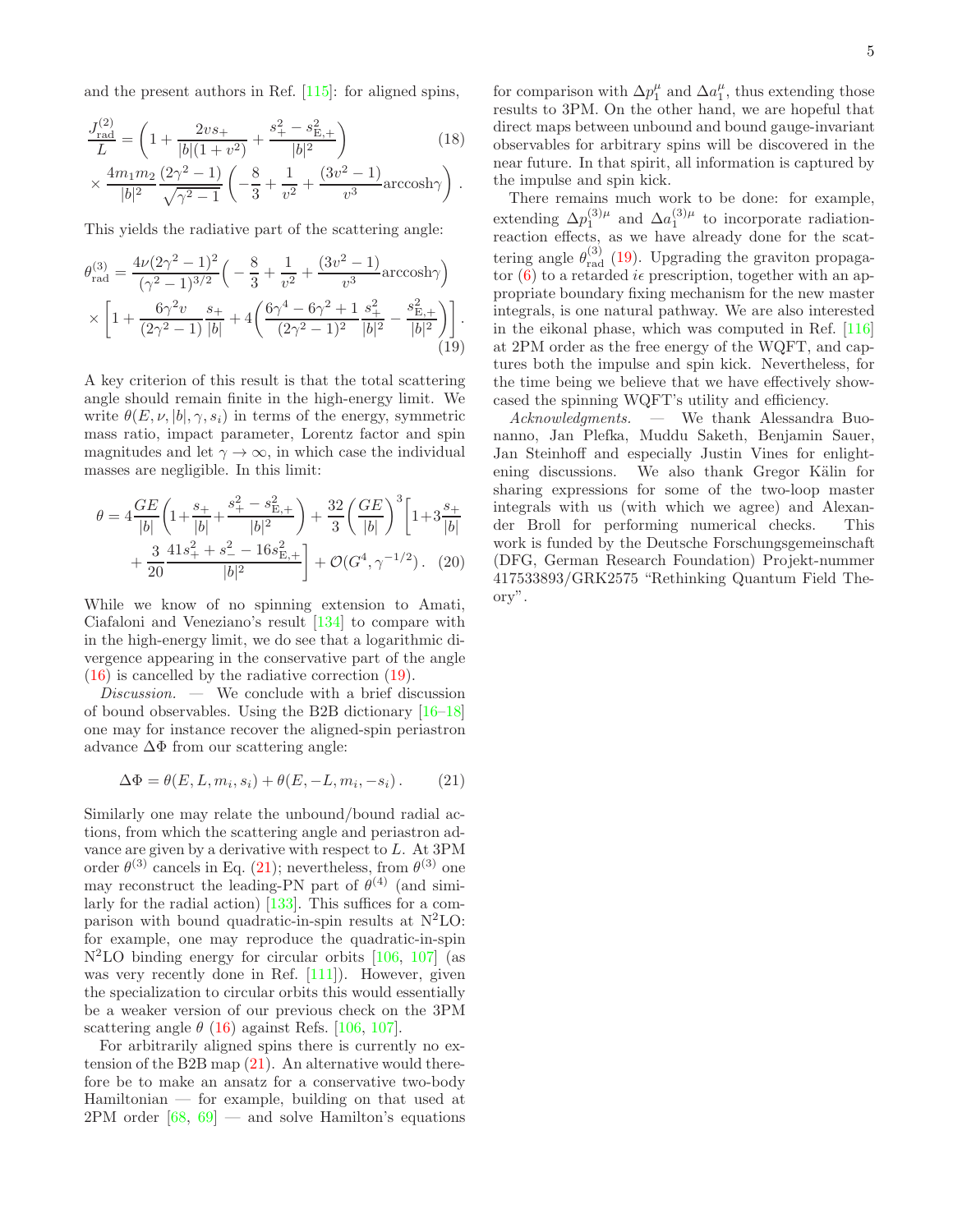and the present authors in Ref. [115]: for aligned spins,

$$
\begin{aligned}
\frac{J^{(2)}_{\rm rad}}{L} &= \left(1+\frac{2vs_+}{|b|(1+v^2)}+\frac{s_+^2-s_{{\rm E},+}^2}{|b|^2}\right) \\
&\times \frac{4m_1m_2}{|b|^2}\frac{(2\gamma^2-1)}{\sqrt{\gamma^2-1}}\left(-\frac{8}{3}+\frac{1}{v^2}+\frac{(3v^2-1)}{v^3}\text{arccosh}\gamma\right).
\end{aligned}
\tag{18}
$$

This yields the radiative part of the scattering angle:

$$
\begin{aligned}
\theta^{(3)}_{\rm rad} &= \frac{4\nu(2\gamma^2-1)^2}{(\gamma^2-1)^{3/2}}\Big(-\frac{8}{3}+\frac{1}{v^2}+\frac{(3v^2-1)}{v^3}\text{arccosh}\gamma\Big) \\
&\times\left[1+\frac{6\gamma^2 v}{(2\gamma^2-1)}\frac{s_+}{|b|}+4\bigg(\frac{6\gamma^4-6\gamma^2+1}{(2\gamma^2-1)^2}\frac{s_+^2}{|b|^2}-\frac{s_{{\rm E},+}^2}{|b|^2}\bigg)\right].
\end{aligned}
\tag{19}
$$

A key criterion of this result is that the total scattering angle should remain finite in the high-energy limit. We write $\theta(E,\nu,|b|,\gamma,s_i)$ in terms of the energy, symmetric mass ratio, impact parameter, Lorentz factor and spin magnitudes and let $\gamma\to\infty$, in which case the individual masses are negligible. In this limit:

$$
\begin{aligned}
\theta &= 4\frac{GE}{|b|}\bigg(1+\frac{s_+}{|b|}+\frac{s_+^2-s_{{\rm E},+}^2}{|b|^2}\bigg)+\frac{32}{3}\bigg(\frac{GE}{|b|}\bigg)^3\bigg[1+3\frac{s_+}{|b|} \\
&+\frac{3}{20}\frac{41s_+^2+s_-^2-16s_{{\rm E},+}^2}{|b|^2}\bigg]+\mathcal{O}(G^4,\gamma^{-1/2}).
\end{aligned}
\tag{20}
$$

While we know of no spinning extension to Amati, Ciafaloni and Veneziano's result [134] to compare with in the high-energy limit, we do see that a logarithmic divergence appearing in the conservative part of the angle (16) is cancelled by the radiative correction (19).

*Discussion.* — We conclude with a brief discussion of bound observables. Using the B2B dictionary [16–18] one may for instance recover the aligned-spin periastron advance $\Delta\Phi$ from our scattering angle:

$$
\Delta\Phi=\theta(E,L,m_i,s_i)+\theta(E,-L,m_i,-s_i).
\tag{21}
$$

Similarly one may relate the unbound/bound radial actions, from which the scattering angle and periastron advance are given by a derivative with respect to $L$. At 3PM order $\theta^{(3)}$ cancels in Eq. (21); nevertheless, from $\theta^{(3)}$ one may reconstruct the leading-PN part of $\theta^{(4)}$ (and similarly for the radial action) [133]. This suffices for a comparison with bound quadratic-in-spin results at N$^2$LO: for example, one may reproduce the quadratic-in-spin N$^2$LO binding energy for circular orbits [106, 107] (as was very recently done in Ref. [111]). However, given the specialization to circular orbits this would essentially be a weaker version of our previous check on the 3PM scattering angle $\theta$ (16) against Refs. [106, 107].

For arbitrarily aligned spins there is currently no extension of the B2B map (21). An alternative would therefore be to make an ansatz for a conservative two-body Hamiltonian — for example, building on that used at 2PM order [68, 69] — and solve Hamilton's equations for comparison with $\Delta p_1^\mu$ and $\Delta a_1^\mu$, thus extending those results to 3PM. On the other hand, we are hopeful that direct maps between unbound and bound gauge-invariant observables for arbitrary spins will be discovered in the near future. In that spirit, all information is captured by the impulse and spin kick.

There remains much work to be done: for example, extending $\Delta p_1^{(3)\mu}$ and $\Delta a_1^{(3)\mu}$ to incorporate radiation-reaction effects, as we have already done for the scattering angle $\theta^{(3)}_{\rm rad}$ (19). Upgrading the graviton propagator (6) to a retarded $i\epsilon$ prescription, together with an appropriate boundary fixing mechanism for the new master integrals, is one natural pathway. We are also interested in the eikonal phase, which was computed in Ref. [116] at 2PM order as the free energy of the WQFT, and captures both the impulse and spin kick. Nevertheless, for the time being we believe that we have effectively showcased the spinning WQFT's utility and efficiency.

*Acknowledgments.* — We thank Alessandra Buonanno, Jan Plefka, Muddu Saketh, Benjamin Sauer, Jan Steinhoff and especially Justin Vines for enlightening discussions. We also thank Gregor Kälin for sharing expressions for some of the two-loop master integrals with us (with which we agree) and Alexander Broll for performing numerical checks. This work is funded by the Deutsche Forschungsgemeinschaft (DFG, German Research Foundation) Projekt-nummer 417533893/GRK2575 "Rethinking Quantum Field Theory".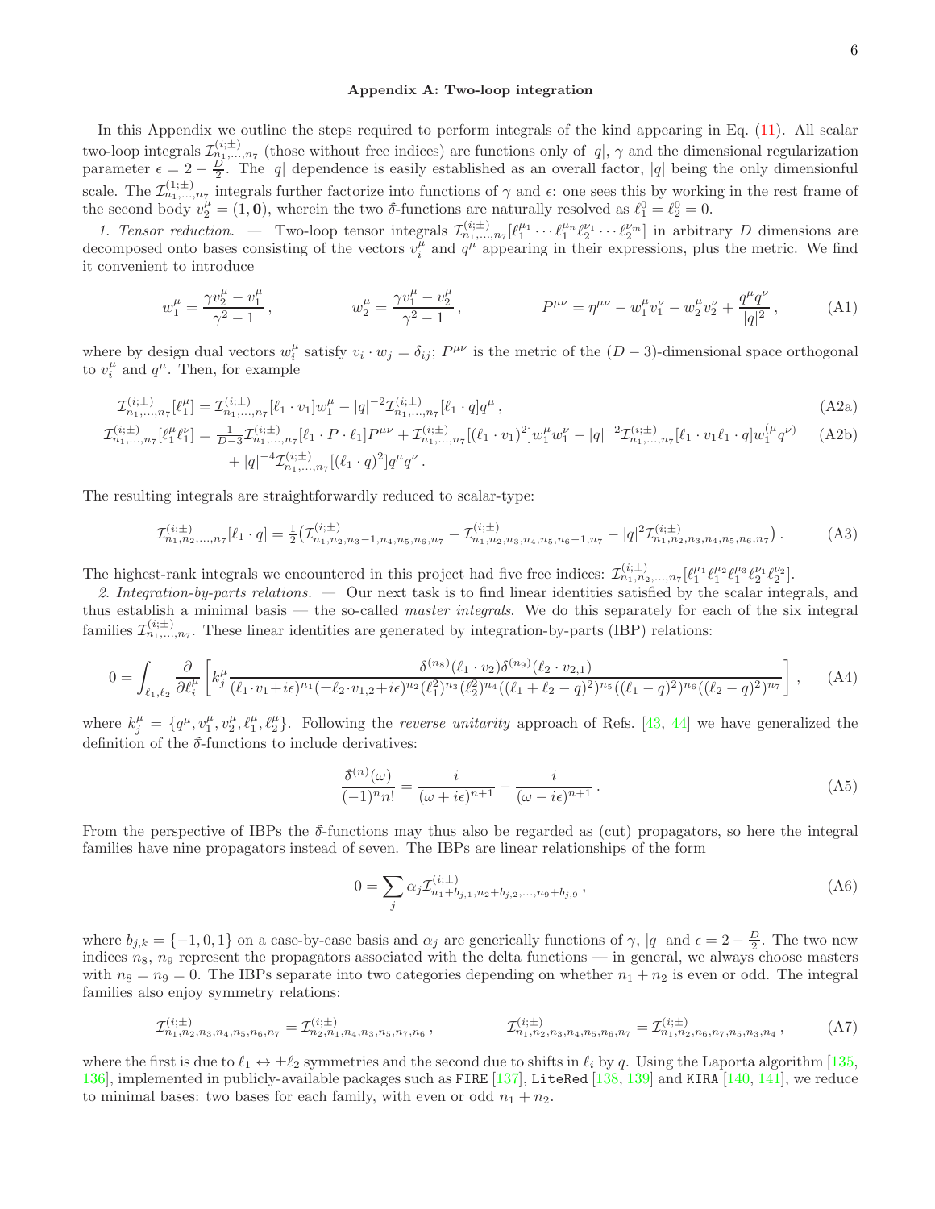## Appendix A: Two-loop integration

In this Appendix we outline the steps required to perform integrals of the kind appearing in Eq. (11). All scalar two-loop integrals $\mathcal{I}^{(i;\pm)}_{n_1,\ldots,n_7}$ (those without free indices) are functions only of $|q|$, $\gamma$ and the dimensional regularization parameter $\epsilon = 2 - \frac{D}{2}$. The $|q|$ dependence is easily established as an overall factor, $|q|$ being the only dimensionful scale. The $\mathcal{I}^{(1;\pm)}_{n_1,\ldots,n_7}$ integrals further factorize into functions of $\gamma$ and $\epsilon$: one sees this by working in the rest frame of the second body $v_2^\mu = (1, \mathbf{0})$, wherein the two $\delta\!\!\!{}^-$-functions are naturally resolved as $\ell_1^0 = \ell_2^0 = 0$.

*1. Tensor reduction.* — Two-loop tensor integrals $\mathcal{I}^{(i;\pm)}_{n_1,\ldots,n_7}[\ell_1^{\mu_1}\cdots\ell_1^{\mu_n}\ell_2^{\nu_1}\cdots\ell_2^{\nu_m}]$ in arbitrary $D$ dimensions are decomposed onto bases consisting of the vectors $v_i^\mu$ and $q^\mu$ appearing in their expressions, plus the metric. We find it convenient to introduce

$$
w_1^\mu = \frac{\gamma v_2^\mu - v_1^\mu}{\gamma^2 - 1}\,, \qquad w_2^\mu = \frac{\gamma v_1^\mu - v_2^\mu}{\gamma^2 - 1}\,, \qquad P^{\mu\nu} = \eta^{\mu\nu} - w_1^\mu v_1^\nu - w_2^\mu v_2^\nu + \frac{q^\mu q^\nu}{|q|^2}\,, \tag{A1}
$$

where by design dual vectors $w_i^\mu$ satisfy $v_i \cdot w_j = \delta_{ij}$; $P^{\mu\nu}$ is the metric of the $(D-3)$-dimensional space orthogonal to $v_i^\mu$ and $q^\mu$. Then, for example

$$
\mathcal{I}^{(i;\pm)}_{n_1,\ldots,n_7}[\ell_1^\mu] = \mathcal{I}^{(i;\pm)}_{n_1,\ldots,n_7}[\ell_1\cdot v_1]w_1^\mu - |q|^{-2}\mathcal{I}^{(i;\pm)}_{n_1,\ldots,n_7}[\ell_1\cdot q]q^\mu\,, \tag{A2a}
$$

$$
\begin{aligned}
\mathcal{I}^{(i;\pm)}_{n_1,\ldots,n_7}[\ell_1^\mu\ell_1^\nu] = {}& \tfrac{1}{D-3}\mathcal{I}^{(i;\pm)}_{n_1,\ldots,n_7}[\ell_1\cdot P\cdot\ell_1]P^{\mu\nu} + \mathcal{I}^{(i;\pm)}_{n_1,\ldots,n_7}[(\ell_1\cdot v_1)^2]w_1^\mu w_1^\nu - |q|^{-2}\mathcal{I}^{(i;\pm)}_{n_1,\ldots,n_7}[\ell_1\cdot v_1\,\ell_1\cdot q]w_1^{(\mu}q^{\nu)} \\
& + |q|^{-4}\mathcal{I}^{(i;\pm)}_{n_1,\ldots,n_7}[(\ell_1\cdot q)^2]q^\mu q^\nu\,.
\end{aligned} \tag{A2b}
$$

The resulting integrals are straightforwardly reduced to scalar-type:

$$
\mathcal{I}^{(i;\pm)}_{n_1,n_2,\ldots,n_7}[\ell_1\cdot q] = \tfrac{1}{2}\big(\mathcal{I}^{(i;\pm)}_{n_1,n_2,n_3-1,n_4,n_5,n_6,n_7} - \mathcal{I}^{(i;\pm)}_{n_1,n_2,n_3,n_4,n_5,n_6-1,n_7} - |q|^2\mathcal{I}^{(i;\pm)}_{n_1,n_2,n_3,n_4,n_5,n_6,n_7}\big)\,. \tag{A3}
$$

The highest-rank integrals we encountered in this project had five free indices: $\mathcal{I}^{(i;\pm)}_{n_1,n_2,\ldots,n_7}[\ell_1^{\mu_1}\ell_1^{\mu_2}\ell_1^{\mu_3}\ell_2^{\nu_1}\ell_2^{\nu_2}]$.

*2. Integration-by-parts relations.* — Our next task is to find linear identities satisfied by the scalar integrals, and thus establish a minimal basis — the so-called *master integrals*. We do this separately for each of the six integral families $\mathcal{I}^{(i;\pm)}_{n_1,\ldots,n_7}$. These linear identities are generated by integration-by-parts (IBP) relations:

$$
0 = \int_{\ell_1,\ell_2}\frac{\partial}{\partial\ell_i^\mu}\left[k_j^\mu\frac{\delta\!\!\!{}^-{}^{(n_8)}(\ell_1\cdot v_2)\delta\!\!\!{}^-{}^{(n_9)}(\ell_2\cdot v_{2,1})}{(\ell_1\cdot v_1 + i\epsilon)^{n_1}(\pm\ell_2\cdot v_{1,2}+i\epsilon)^{n_2}(\ell_1^2)^{n_3}(\ell_2^2)^{n_4}((\ell_1+\ell_2-q)^2)^{n_5}((\ell_1-q)^2)^{n_6}((\ell_2-q)^2)^{n_7}}\right], \tag{A4}
$$

where $k_j^\mu = \{q^\mu, v_1^\mu, v_2^\mu, \ell_1^\mu, \ell_2^\mu\}$. Following the *reverse unitarity* approach of Refs. [43, 44] we have generalized the definition of the $\delta\!\!\!{}^-$-functions to include derivatives:

$$
\frac{\delta\!\!\!{}^-{}^{(n)}(\omega)}{(-1)^n n!} = \frac{i}{(\omega+i\epsilon)^{n+1}} - \frac{i}{(\omega-i\epsilon)^{n+1}}\,. \tag{A5}
$$

From the perspective of IBPs the $\delta\!\!\!{}^-$-functions may thus also be regarded as (cut) propagators, so here the integral families have nine propagators instead of seven. The IBPs are linear relationships of the form

$$
0 = \sum_j \alpha_j \mathcal{I}^{(i;\pm)}_{n_1+b_{j,1},n_2+b_{j,2},\ldots,n_9+b_{j,9}}\,, \tag{A6}
$$

where $b_{j,k} = \{-1,0,1\}$ on a case-by-case basis and $\alpha_j$ are generically functions of $\gamma$, $|q|$ and $\epsilon = 2 - \frac{D}{2}$. The two new indices $n_8$, $n_9$ represent the propagators associated with the delta functions — in general, we always choose masters with $n_8 = n_9 = 0$. The IBPs separate into two categories depending on whether $n_1 + n_2$ is even or odd. The integral families also enjoy symmetry relations:

$$
\mathcal{I}^{(i;\pm)}_{n_1,n_2,n_3,n_4,n_5,n_6,n_7} = \mathcal{I}^{(i;\pm)}_{n_2,n_1,n_4,n_3,n_5,n_7,n_6}\,, \qquad \mathcal{I}^{(i;\pm)}_{n_1,n_2,n_3,n_4,n_5,n_6,n_7} = \mathcal{I}^{(i;\pm)}_{n_1,n_2,n_6,n_7,n_5,n_3,n_4}\,, \tag{A7}
$$

where the first is due to $\ell_1 \leftrightarrow \pm\ell_2$ symmetries and the second due to shifts in $\ell_i$ by $q$. Using the Laporta algorithm [135, 136], implemented in publicly-available packages such as `FIRE` [137], `LiteRed` [138, 139] and `KIRA` [140, 141], we reduce to minimal bases: two bases for each family, with even or odd $n_1 + n_2$.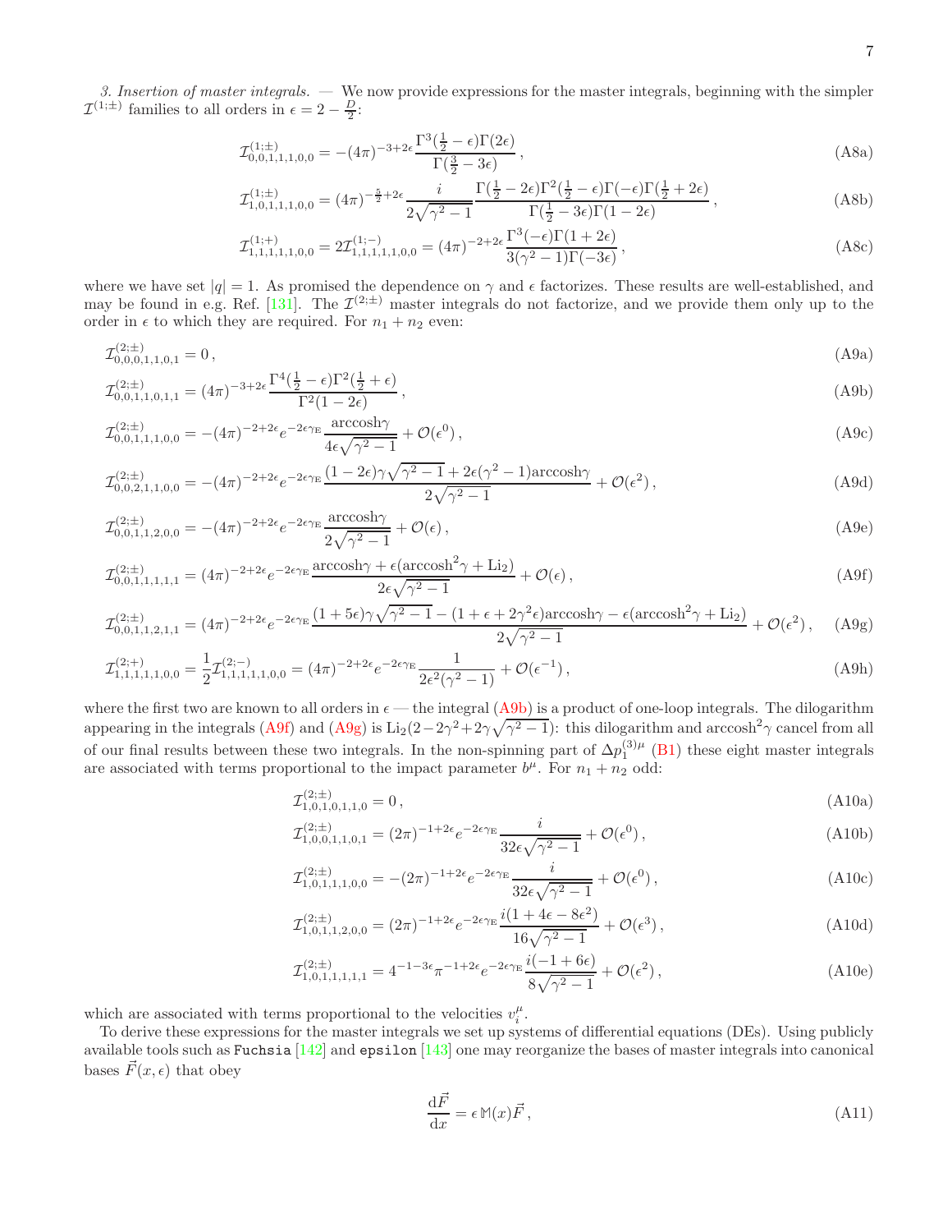*3. Insertion of master integrals.* — We now provide expressions for the master integrals, beginning with the simpler $\mathcal{I}^{(1;\pm)}$ families to all orders in $\epsilon = 2 - \frac{D}{2}$:

$$\mathcal{I}^{(1;\pm)}_{0,0,1,1,1,0,0} = -(4\pi)^{-3+2\epsilon}\frac{\Gamma^3(\frac{1}{2}-\epsilon)\Gamma(2\epsilon)}{\Gamma(\frac{3}{2}-3\epsilon)}\,, \tag{A8a}$$

$$\mathcal{I}^{(1;\pm)}_{1,0,1,1,1,0,0} = (4\pi)^{-\frac{5}{2}+2\epsilon}\frac{i}{2\sqrt{\gamma^2-1}}\frac{\Gamma(\frac{1}{2}-2\epsilon)\Gamma^2(\frac{1}{2}-\epsilon)\Gamma(-\epsilon)\Gamma(\frac{1}{2}+2\epsilon)}{\Gamma(\frac{1}{2}-3\epsilon)\Gamma(1-2\epsilon)}\,, \tag{A8b}$$

$$\mathcal{I}^{(1;+)}_{1,1,1,1,1,0,0} = 2\mathcal{I}^{(1;-)}_{1,1,1,1,1,0,0} = (4\pi)^{-2+2\epsilon}\frac{\Gamma^3(-\epsilon)\Gamma(1+2\epsilon)}{3(\gamma^2-1)\Gamma(-3\epsilon)}\,, \tag{A8c}$$

where we have set $|q|=1$. As promised the dependence on $\gamma$ and $\epsilon$ factorizes. These results are well-established, and may be found in e.g. Ref. [131]. The $\mathcal{I}^{(2;\pm)}$ master integrals do not factorize, and we provide them only up to the order in $\epsilon$ to which they are required. For $n_1+n_2$ even:

$$\mathcal{I}^{(2;\pm)}_{0,0,0,1,1,0,1} = 0\,, \tag{A9a}$$

$$\mathcal{I}^{(2;\pm)}_{0,0,1,1,0,1,1} = (4\pi)^{-3+2\epsilon}\frac{\Gamma^4(\frac{1}{2}-\epsilon)\Gamma^2(\frac{1}{2}+\epsilon)}{\Gamma^2(1-2\epsilon)}\,, \tag{A9b}$$

$$\mathcal{I}^{(2;\pm)}_{0,0,1,1,1,0,0} = -(4\pi)^{-2+2\epsilon}e^{-2\epsilon\gamma_{\rm E}}\frac{\operatorname{arccosh}\gamma}{4\epsilon\sqrt{\gamma^2-1}} + \mathcal{O}(\epsilon^0)\,, \tag{A9c}$$

$$\mathcal{I}^{(2;\pm)}_{0,0,2,1,1,0,0} = -(4\pi)^{-2+2\epsilon}e^{-2\epsilon\gamma_{\rm E}}\frac{(1-2\epsilon)\gamma\sqrt{\gamma^2-1}+2\epsilon(\gamma^2-1)\operatorname{arccosh}\gamma}{2\sqrt{\gamma^2-1}} + \mathcal{O}(\epsilon^2)\,, \tag{A9d}$$

$$\mathcal{I}^{(2;\pm)}_{0,0,1,1,2,0,0} = -(4\pi)^{-2+2\epsilon}e^{-2\epsilon\gamma_{\rm E}}\frac{\operatorname{arccosh}\gamma}{2\sqrt{\gamma^2-1}} + \mathcal{O}(\epsilon)\,, \tag{A9e}$$

$$\mathcal{I}^{(2;\pm)}_{0,0,1,1,1,1,1} = (4\pi)^{-2+2\epsilon}e^{-2\epsilon\gamma_{\rm E}}\frac{\operatorname{arccosh}\gamma+\epsilon(\operatorname{arccosh}^2\gamma+\mathrm{Li}_2)}{2\epsilon\sqrt{\gamma^2-1}} + \mathcal{O}(\epsilon)\,, \tag{A9f}$$

$$\mathcal{I}^{(2;\pm)}_{0,0,1,1,2,1,1} = (4\pi)^{-2+2\epsilon}e^{-2\epsilon\gamma_{\rm E}}\frac{(1+5\epsilon)\gamma\sqrt{\gamma^2-1}-(1+\epsilon+2\gamma^2\epsilon)\operatorname{arccosh}\gamma-\epsilon(\operatorname{arccosh}^2\gamma+\mathrm{Li}_2)}{2\sqrt{\gamma^2-1}} + \mathcal{O}(\epsilon^2)\,, \tag{A9g}$$

$$\mathcal{I}^{(2;+)}_{1,1,1,1,1,0,0} = \frac{1}{2}\mathcal{I}^{(2;-)}_{1,1,1,1,1,0,0} = (4\pi)^{-2+2\epsilon}e^{-2\epsilon\gamma_{\rm E}}\frac{1}{2\epsilon^2(\gamma^2-1)} + \mathcal{O}(\epsilon^{-1})\,, \tag{A9h}$$

where the first two are known to all orders in $\epsilon$ — the integral (A9b) is a product of one-loop integrals. The dilogarithm appearing in the integrals (A9f) and (A9g) is $\mathrm{Li}_2(2-2\gamma^2+2\gamma\sqrt{\gamma^2-1})$: this dilogarithm and $\operatorname{arccosh}^2\gamma$ cancel from all of our final results between these two integrals. In the non-spinning part of $\Delta p_1^{(3)\mu}$ (B1) these eight master integrals are associated with terms proportional to the impact parameter $b^\mu$. For $n_1+n_2$ odd:

$$\mathcal{I}^{(2;\pm)}_{1,0,1,0,1,1,0} = 0\,, \tag{A10a}$$

$$\mathcal{I}^{(2;\pm)}_{1,0,0,1,1,0,1} = (2\pi)^{-1+2\epsilon}e^{-2\epsilon\gamma_{\rm E}}\frac{i}{32\epsilon\sqrt{\gamma^2-1}} + \mathcal{O}(\epsilon^0)\,, \tag{A10b}$$

$$\mathcal{I}^{(2;\pm)}_{1,0,1,1,1,0,0} = -(2\pi)^{-1+2\epsilon}e^{-2\epsilon\gamma_{\rm E}}\frac{i}{32\epsilon\sqrt{\gamma^2-1}} + \mathcal{O}(\epsilon^0)\,, \tag{A10c}$$

$$\mathcal{I}^{(2;\pm)}_{1,0,1,1,2,0,0} = (2\pi)^{-1+2\epsilon}e^{-2\epsilon\gamma_{\rm E}}\frac{i(1+4\epsilon-8\epsilon^2)}{16\sqrt{\gamma^2-1}} + \mathcal{O}(\epsilon^3)\,, \tag{A10d}$$

$$\mathcal{I}^{(2;\pm)}_{1,0,1,1,1,1,1} = 4^{-1-3\epsilon}\pi^{-1+2\epsilon}e^{-2\epsilon\gamma_{\rm E}}\frac{i(-1+6\epsilon)}{8\sqrt{\gamma^2-1}} + \mathcal{O}(\epsilon^2)\,, \tag{A10e}$$

which are associated with terms proportional to the velocities $v_i^\mu$.

To derive these expressions for the master integrals we set up systems of differential equations (DEs). Using publicly available tools such as `Fuchsia` [142] and `epsilon` [143] one may reorganize the bases of master integrals into canonical bases $\vec{F}(x,\epsilon)$ that obey

$$\frac{\mathrm{d}\vec{F}}{\mathrm{d}x} = \epsilon\,\mathbb{M}(x)\vec{F}\,, \tag{A11}$$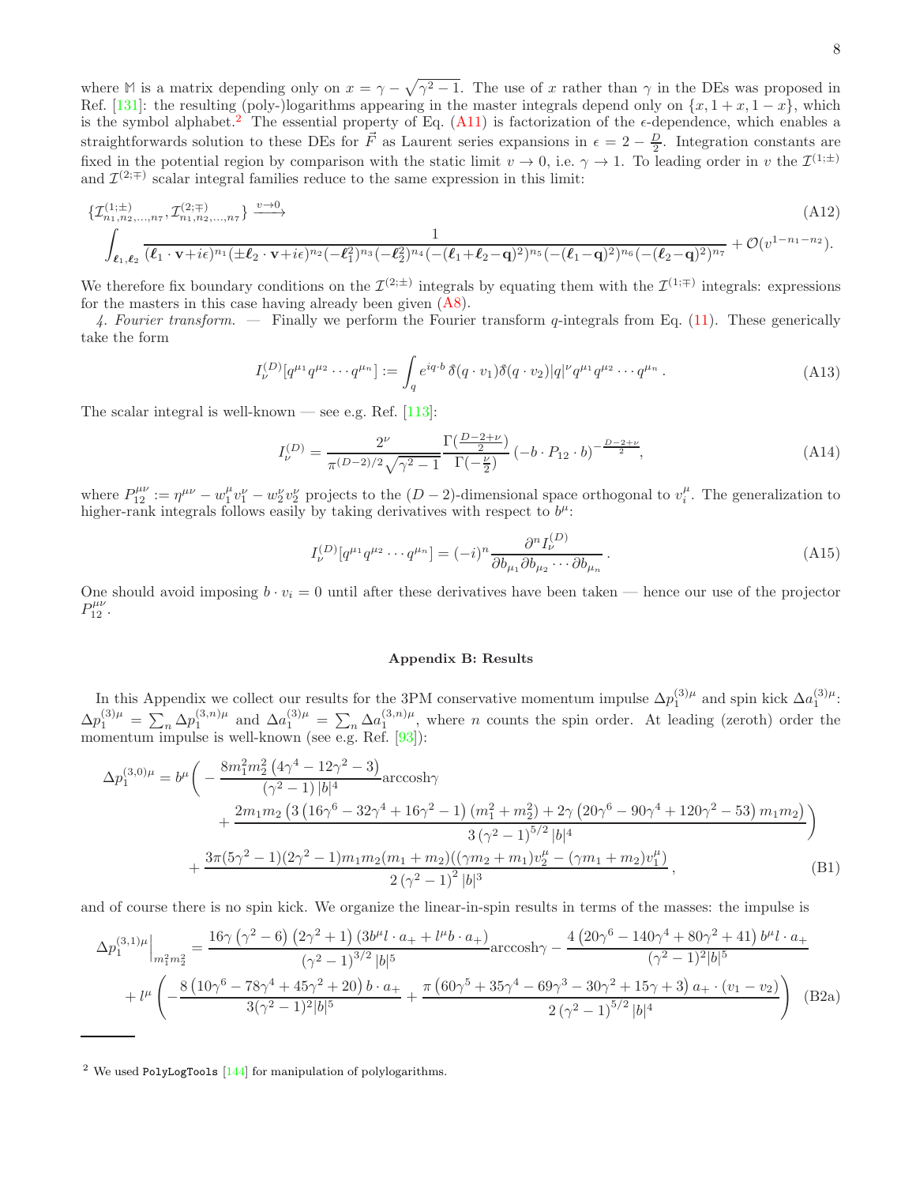where $\mathbb{M}$ is a matrix depending only on $x = \gamma - \sqrt{\gamma^2 - 1}$. The use of $x$ rather than $\gamma$ in the DEs was proposed in Ref. [131]: the resulting (poly-)logarithms appearing in the master integrals depend only on $\{x, 1+x, 1-x\}$, which is the symbol alphabet.[2] The essential property of Eq. (A11) is factorization of the $\epsilon$-dependence, which enables a straightforwards solution to these DEs for $\vec{F}$ as Laurent series expansions in $\epsilon = 2 - \frac{D}{2}$. Integration constants are fixed in the potential region by comparison with the static limit $v \to 0$, i.e. $\gamma \to 1$. To leading order in $v$ the $\mathcal{I}^{(1;\pm)}$ and $\mathcal{I}^{(2;\mp)}$ scalar integral families reduce to the same expression in this limit:

$$
\{\mathcal{I}^{(1;\pm)}_{n_1,n_2,\ldots,n_7}, \mathcal{I}^{(2;\mp)}_{n_1,n_2,\ldots,n_7}\} \xrightarrow{v\to 0} \tag{A12}
$$
$$
\int_{\boldsymbol{\ell}_1,\boldsymbol{\ell}_2} \frac{1}{(\boldsymbol{\ell}_1\cdot\mathbf{v}+i\epsilon)^{n_1}(\pm\boldsymbol{\ell}_2\cdot\mathbf{v}+i\epsilon)^{n_2}(-\boldsymbol{\ell}_1^2)^{n_3}(-\boldsymbol{\ell}_2^2)^{n_4}(-(\boldsymbol{\ell}_1+\boldsymbol{\ell}_2-\mathbf{q})^2)^{n_5}(-(\boldsymbol{\ell}_1-\mathbf{q})^2)^{n_6}(-(\boldsymbol{\ell}_2-\mathbf{q})^2)^{n_7}} + \mathcal{O}(v^{1-n_1-n_2}).
$$

We therefore fix boundary conditions on the $\mathcal{I}^{(2;\pm)}$ integrals by equating them with the $\mathcal{I}^{(1;\mp)}$ integrals: expressions for the masters in this case having already been given (A8).

*4. Fourier transform.* — Finally we perform the Fourier transform $q$-integrals from Eq. (11). These generically take the form

$$
I^{(D)}_\nu[q^{\mu_1}q^{\mu_2}\cdots q^{\mu_n}] := \int_q e^{iq\cdot b}\,\hat{\delta}(q\cdot v_1)\hat{\delta}(q\cdot v_2)|q|^\nu q^{\mu_1}q^{\mu_2}\cdots q^{\mu_n}\,. \tag{A13}
$$

The scalar integral is well-known — see e.g. Ref. [113]:

$$
I^{(D)}_\nu = \frac{2^\nu}{\pi^{(D-2)/2}\sqrt{\gamma^2-1}}\frac{\Gamma(\frac{D-2+\nu}{2})}{\Gamma(-\frac{\nu}{2})}\left(-b\cdot P_{12}\cdot b\right)^{-\frac{D-2+\nu}{2}}, \tag{A14}
$$

where $P^{\mu\nu}_{12} := \eta^{\mu\nu} - w^\mu_1 v^\nu_1 - w^\nu_2 v^\nu_2$ projects to the $(D-2)$-dimensional space orthogonal to $v^\mu_i$. The generalization to higher-rank integrals follows easily by taking derivatives with respect to $b^\mu$:

$$
I^{(D)}_\nu[q^{\mu_1}q^{\mu_2}\cdots q^{\mu_n}] = (-i)^n\frac{\partial^n I^{(D)}_\nu}{\partial b_{\mu_1}\partial b_{\mu_2}\cdots\partial b_{\mu_n}}\,. \tag{A15}
$$

One should avoid imposing $b\cdot v_i = 0$ until after these derivatives have been taken — hence our use of the projector $P^{\mu\nu}_{12}$.

## Appendix B: Results

In this Appendix we collect our results for the 3PM conservative momentum impulse $\Delta p^{(3)\mu}_1$ and spin kick $\Delta a^{(3)\mu}_1$: $\Delta p^{(3)\mu}_1 = \sum_n \Delta p^{(3,n)\mu}_1$ and $\Delta a^{(3)\mu}_1 = \sum_n \Delta a^{(3,n)\mu}_1$, where $n$ counts the spin order. At leading (zeroth) order the momentum impulse is well-known (see e.g. Ref. [93]):

$$
\begin{aligned}
\Delta p^{(3,0)\mu}_1 = b^\mu\Bigg( &-\frac{8m_1^2m_2^2\left(4\gamma^4-12\gamma^2-3\right)}{\left(\gamma^2-1\right)|b|^4}\text{arccosh}\gamma \\
&+\frac{2m_1m_2\left(3\left(16\gamma^6-32\gamma^4+16\gamma^2-1\right)\left(m_1^2+m_2^2\right)+2\gamma\left(20\gamma^6-90\gamma^4+120\gamma^2-53\right)m_1m_2\right)}{3\left(\gamma^2-1\right)^{5/2}|b|^4}\Bigg) \\
&+\frac{3\pi(5\gamma^2-1)(2\gamma^2-1)m_1m_2(m_1+m_2)((\gamma m_2+m_1)v_2^\mu-(\gamma m_1+m_2)v_1^\mu)}{2\left(\gamma^2-1\right)^2|b|^3}\,,
\end{aligned} \tag{B1}
$$

and of course there is no spin kick. We organize the linear-in-spin results in terms of the masses: the impulse is

$$
\begin{aligned}
\Delta p^{(3,1)\mu}_1\Big|_{m_1^2m_2^2} = &\frac{16\gamma\left(\gamma^2-6\right)\left(2\gamma^2+1\right)\left(3b^\mu l\cdot a_+ + l^\mu b\cdot a_+\right)}{\left(\gamma^2-1\right)^{3/2}|b|^5}\text{arccosh}\gamma - \frac{4\left(20\gamma^6-140\gamma^4+80\gamma^2+41\right)b^\mu l\cdot a_+}{(\gamma^2-1)^2|b|^5} \\
&+l^\mu\left(-\frac{8\left(10\gamma^6-78\gamma^4+45\gamma^2+20\right)b\cdot a_+}{3(\gamma^2-1)^2|b|^5}+\frac{\pi\left(60\gamma^5+35\gamma^4-69\gamma^3-30\gamma^2+15\gamma+3\right)a_+\cdot(v_1-v_2)}{2\left(\gamma^2-1\right)^{5/2}|b|^4}\right)
\end{aligned} \tag{B2a}
$$

---

[2] We used PolyLogTools [144] for manipulation of polylogarithms.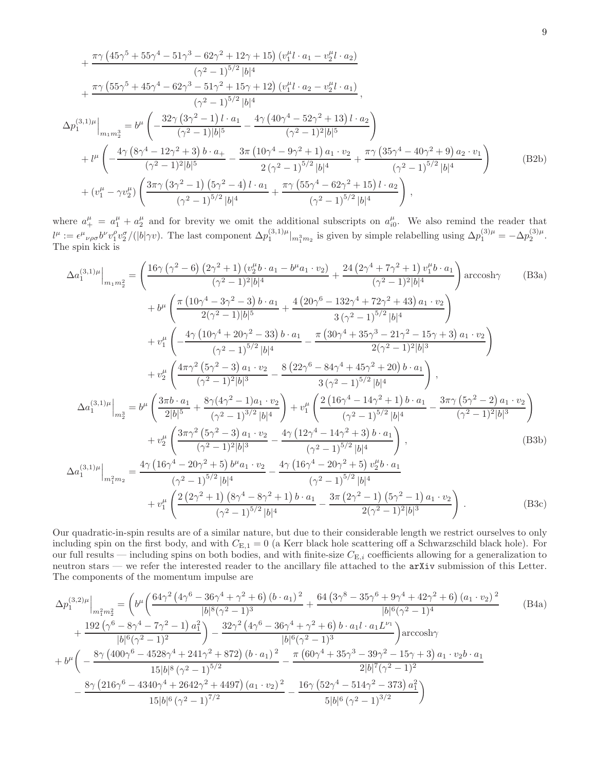$$
\begin{aligned}
&+\frac{\pi\gamma\left(45\gamma^5+55\gamma^4-51\gamma^3-62\gamma^2+12\gamma+15\right)\left(v_1^\mu l\cdot a_1-v_2^\mu l\cdot a_2\right)}{\left(\gamma^2-1\right)^{5/2}|b|^4}\\
&+\frac{\pi\gamma\left(55\gamma^5+45\gamma^4-62\gamma^3-51\gamma^2+15\gamma+12\right)\left(v_1^\mu l\cdot a_2-v_2^\mu l\cdot a_1\right)}{\left(\gamma^2-1\right)^{5/2}|b|^4},\\
\Delta p_1^{(3,1)\mu}\Big|_{m_1m_2^3}&=b^\mu\left(-\frac{32\gamma\left(3\gamma^2-1\right)l\cdot a_1}{(\gamma^2-1)|b|^5}-\frac{4\gamma\left(40\gamma^4-52\gamma^2+13\right)l\cdot a_2}{(\gamma^2-1)^2|b|^5}\right)\\
&+l^\mu\left(-\frac{4\gamma\left(8\gamma^4-12\gamma^2+3\right)b\cdot a_+}{(\gamma^2-1)^2|b|^5}-\frac{3\pi\left(10\gamma^4-9\gamma^2+1\right)a_1\cdot v_2}{2\left(\gamma^2-1\right)^{5/2}|b|^4}+\frac{\pi\gamma\left(35\gamma^4-40\gamma^2+9\right)a_2\cdot v_1}{\left(\gamma^2-1\right)^{5/2}|b|^4}\right)\\
&+\left(v_1^\mu-\gamma v_2^\mu\right)\left(\frac{3\pi\gamma\left(3\gamma^2-1\right)\left(5\gamma^2-4\right)l\cdot a_1}{\left(\gamma^2-1\right)^{5/2}|b|^4}+\frac{\pi\gamma\left(55\gamma^4-62\gamma^2+15\right)l\cdot a_2}{\left(\gamma^2-1\right)^{5/2}|b|^4}\right),
\end{aligned}
\tag{B2b}
$$

where $a_+^\mu = a_1^\mu + a_2^\mu$ and for brevity we omit the additional subscripts on $a_{i0}^\mu$. We also remind the reader that $l^\mu := \epsilon^\mu{}_{\nu\rho\sigma}b^\nu v_1^\rho v_2^\sigma/(|b|\gamma v)$. The last component $\Delta p_1^{(3,1)\mu}|_{m_1^3m_2}$ is given by simple relabelling using $\Delta p_1^{(3)\mu}=-\Delta p_2^{(3)\mu}$. The spin kick is

$$
\begin{aligned}
\Delta a_1^{(3,1)\mu}\Big|_{m_1m_2^2}&=\left(\frac{16\gamma\left(\gamma^2-6\right)\left(2\gamma^2+1\right)\left(v_2^\mu b\cdot a_1-b^\mu a_1\cdot v_2\right)}{(\gamma^2-1)^2|b|^4}+\frac{24\left(2\gamma^4+7\gamma^2+1\right)v_1^\mu b\cdot a_1}{(\gamma^2-1)^2|b|^4}\right)\operatorname{arccosh}\gamma\\
&+b^\mu\left(\frac{\pi\left(10\gamma^4-3\gamma^2-3\right)b\cdot a_1}{2(\gamma^2-1)|b|^5}+\frac{4\left(20\gamma^6-132\gamma^4+72\gamma^2+43\right)a_1\cdot v_2}{3\left(\gamma^2-1\right)^{5/2}|b|^4}\right)\\
&+v_1^\mu\left(-\frac{4\gamma\left(10\gamma^4+20\gamma^2-33\right)b\cdot a_1}{\left(\gamma^2-1\right)^{5/2}|b|^4}-\frac{\pi\left(30\gamma^4+35\gamma^3-21\gamma^2-15\gamma+3\right)a_1\cdot v_2}{2(\gamma^2-1)^2|b|^3}\right)\\
&+v_2^\mu\left(\frac{4\pi\gamma^2\left(5\gamma^2-3\right)a_1\cdot v_2}{(\gamma^2-1)^2|b|^3}-\frac{8\left(22\gamma^6-84\gamma^4+45\gamma^2+20\right)b\cdot a_1}{3\left(\gamma^2-1\right)^{5/2}|b|^4}\right),
\end{aligned}
\tag{B3a}
$$

$$
\begin{aligned}
\Delta a_1^{(3,1)\mu}\Big|_{m_2^3}&=b^\mu\left(\frac{3\pi b\cdot a_1}{2|b|^5}+\frac{8\gamma(4\gamma^2-1)a_1\cdot v_2}{(\gamma^2-1)^{3/2}|b|^4}\right)+v_1^\mu\left(\frac{2\left(16\gamma^4-14\gamma^2+1\right)b\cdot a_1}{\left(\gamma^2-1\right)^{5/2}|b|^4}-\frac{3\pi\gamma\left(5\gamma^2-2\right)a_1\cdot v_2}{(\gamma^2-1)^2|b|^3}\right)\\
&+v_2^\mu\left(\frac{3\pi\gamma^2\left(5\gamma^2-3\right)a_1\cdot v_2}{(\gamma^2-1)^2|b|^3}-\frac{4\gamma\left(12\gamma^4-14\gamma^2+3\right)b\cdot a_1}{\left(\gamma^2-1\right)^{5/2}|b|^4}\right),
\end{aligned}
\tag{B3b}
$$

$$
\begin{aligned}
\Delta a_1^{(3,1)\mu}\Big|_{m_1^2m_2}&=\frac{4\gamma\left(16\gamma^4-20\gamma^2+5\right)b^\mu a_1\cdot v_2}{\left(\gamma^2-1\right)^{5/2}|b|^4}-\frac{4\gamma\left(16\gamma^4-20\gamma^2+5\right)v_2^\mu b\cdot a_1}{\left(\gamma^2-1\right)^{5/2}|b|^4}\\
&+v_1^\mu\left(\frac{2\left(2\gamma^2+1\right)\left(8\gamma^4-8\gamma^2+1\right)b\cdot a_1}{\left(\gamma^2-1\right)^{5/2}|b|^4}-\frac{3\pi\left(2\gamma^2-1\right)\left(5\gamma^2-1\right)a_1\cdot v_2}{2(\gamma^2-1)^2|b|^3}\right).
\end{aligned}
\tag{B3c}
$$

Our quadratic-in-spin results are of a similar nature, but due to their considerable length we restrict ourselves to only including spin on the first body, and with $C_{\mathrm{E},1}=0$ (a Kerr black hole scattering off a Schwarzschild black hole). For our full results — including spins on both bodies, and with finite-size $C_{\mathrm{E},i}$ coefficients allowing for a generalization to neutron stars — we refer the interested reader to the ancillary file attached to the arXiv submission of this Letter. The components of the momentum impulse are

$$
\begin{aligned}
\Delta p_1^{(3,2)\mu}\Big|_{m_1^2m_2^2}&=\Bigg(b^\mu\bigg(\frac{64\gamma^2\left(4\gamma^6-36\gamma^4+\gamma^2+6\right)(b\cdot a_1)^2}{|b|^8(\gamma^2-1)^3}+\frac{64\left(3\gamma^8-35\gamma^6+9\gamma^4+42\gamma^2+6\right)(a_1\cdot v_2)^2}{|b|^6(\gamma^2-1)^4}\\
&+\frac{192\left(\gamma^6-8\gamma^4-7\gamma^2-1\right)a_1^2}{|b|^6(\gamma^2-1)^2}\bigg)-\frac{32\gamma^2\left(4\gamma^6-36\gamma^4+\gamma^2+6\right)b\cdot a_1 l\cdot a_1 L^{\nu_1}}{|b|^6(\gamma^2-1)^3}\Bigg)\operatorname{arccosh}\gamma\\
&+b^\mu\bigg(-\frac{8\gamma\left(400\gamma^6-4528\gamma^4+241\gamma^2+872\right)(b\cdot a_1)^2}{15|b|^8\left(\gamma^2-1\right)^{5/2}}-\frac{\pi\left(60\gamma^4+35\gamma^3-39\gamma^2-15\gamma+3\right)a_1\cdot v_2 b\cdot a_1}{2|b|^7(\gamma^2-1)^2}\\
&-\frac{8\gamma\left(216\gamma^6-4340\gamma^4+2642\gamma^2+4497\right)(a_1\cdot v_2)^2}{15|b|^6\left(\gamma^2-1\right)^{7/2}}-\frac{16\gamma\left(52\gamma^4-514\gamma^2-373\right)a_1^2}{5|b|^6\left(\gamma^2-1\right)^{3/2}}\bigg)
\end{aligned}
\tag{B4a}
$$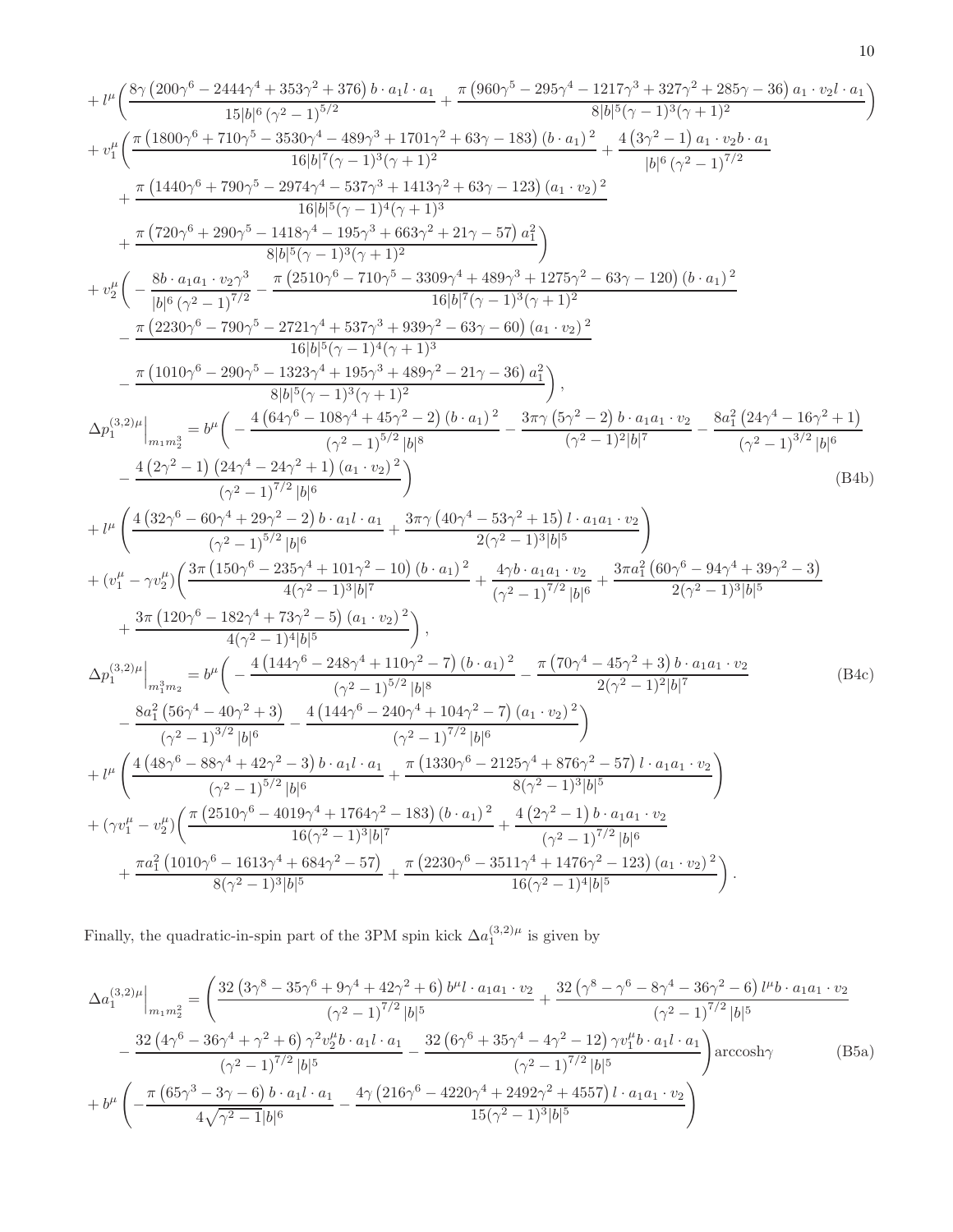$$
\begin{aligned}
&+ l^\mu\bigg(\frac{8\gamma\left(200\gamma^6-2444\gamma^4+353\gamma^2+376\right)b\cdot a_1 l\cdot a_1}{15|b|^6\left(\gamma^2-1\right)^{5/2}}+\frac{\pi\left(960\gamma^5-295\gamma^4-1217\gamma^3+327\gamma^2+285\gamma-36\right)a_1\cdot v_2 l\cdot a_1}{8|b|^5(\gamma-1)^3(\gamma+1)^2}\bigg)\\
&+ v_1^\mu\bigg(\frac{\pi\left(1800\gamma^6+710\gamma^5-3530\gamma^4-489\gamma^3+1701\gamma^2+63\gamma-183\right)(b\cdot a_1)^2}{16|b|^7(\gamma-1)^3(\gamma+1)^2}+\frac{4\left(3\gamma^2-1\right)a_1\cdot v_2 b\cdot a_1}{|b|^6\left(\gamma^2-1\right)^{7/2}}\\
&\quad+\frac{\pi\left(1440\gamma^6+790\gamma^5-2974\gamma^4-537\gamma^3+1413\gamma^2+63\gamma-123\right)(a_1\cdot v_2)^2}{16|b|^5(\gamma-1)^4(\gamma+1)^3}\\
&\quad+\frac{\pi\left(720\gamma^6+290\gamma^5-1418\gamma^4-195\gamma^3+663\gamma^2+21\gamma-57\right)a_1^2}{8|b|^5(\gamma-1)^3(\gamma+1)^2}\bigg)\\
&+ v_2^\mu\bigg(-\frac{8b\cdot a_1 a_1\cdot v_2\gamma^3}{|b|^6\left(\gamma^2-1\right)^{7/2}}-\frac{\pi\left(2510\gamma^6-710\gamma^5-3309\gamma^4+489\gamma^3+1275\gamma^2-63\gamma-120\right)(b\cdot a_1)^2}{16|b|^7(\gamma-1)^3(\gamma+1)^2}\\
&\quad-\frac{\pi\left(2230\gamma^6-790\gamma^5-2721\gamma^4+537\gamma^3+939\gamma^2-63\gamma-60\right)(a_1\cdot v_2)^2}{16|b|^5(\gamma-1)^4(\gamma+1)^3}\\
&\quad-\frac{\pi\left(1010\gamma^6-290\gamma^5-1323\gamma^4+195\gamma^3+489\gamma^2-21\gamma-36\right)a_1^2}{8|b|^5(\gamma-1)^3(\gamma+1)^2}\bigg),
\end{aligned}
$$

$$
\begin{aligned}
\Delta p_1^{(3,2)\mu}\Big|_{m_1 m_2^3} &= b^\mu\bigg(-\frac{4\left(64\gamma^6-108\gamma^4+45\gamma^2-2\right)(b\cdot a_1)^2}{\left(\gamma^2-1\right)^{5/2}|b|^8}-\frac{3\pi\gamma\left(5\gamma^2-2\right)b\cdot a_1 a_1\cdot v_2}{(\gamma^2-1)^2|b|^7}-\frac{8a_1^2\left(24\gamma^4-16\gamma^2+1\right)}{\left(\gamma^2-1\right)^{3/2}|b|^6}\\
&\quad-\frac{4\left(2\gamma^2-1\right)\left(24\gamma^4-24\gamma^2+1\right)(a_1\cdot v_2)^2}{\left(\gamma^2-1\right)^{7/2}|b|^6}\bigg) \qquad \text{(B4b)}\\
&+ l^\mu\left(\frac{4\left(32\gamma^6-60\gamma^4+29\gamma^2-2\right)b\cdot a_1 l\cdot a_1}{\left(\gamma^2-1\right)^{5/2}|b|^6}+\frac{3\pi\gamma\left(40\gamma^4-53\gamma^2+15\right)l\cdot a_1 a_1\cdot v_2}{2(\gamma^2-1)^3|b|^5}\right)\\
&+ (v_1^\mu-\gamma v_2^\mu)\bigg(\frac{3\pi\left(150\gamma^6-235\gamma^4+101\gamma^2-10\right)(b\cdot a_1)^2}{4(\gamma^2-1)^3|b|^7}+\frac{4\gamma b\cdot a_1 a_1\cdot v_2}{\left(\gamma^2-1\right)^{7/2}|b|^6}+\frac{3\pi a_1^2\left(60\gamma^6-94\gamma^4+39\gamma^2-3\right)}{2(\gamma^2-1)^3|b|^5}\\
&\quad+\frac{3\pi\left(120\gamma^6-182\gamma^4+73\gamma^2-5\right)(a_1\cdot v_2)^2}{4(\gamma^2-1)^4|b|^5}\bigg),
\end{aligned}
$$

$$
\begin{aligned}
\Delta p_1^{(3,2)\mu}\Big|_{m_1^3 m_2} &= b^\mu\bigg(-\frac{4\left(144\gamma^6-248\gamma^4+110\gamma^2-7\right)(b\cdot a_1)^2}{\left(\gamma^2-1\right)^{5/2}|b|^8}-\frac{\pi\left(70\gamma^4-45\gamma^2+3\right)b\cdot a_1 a_1\cdot v_2}{2(\gamma^2-1)^2|b|^7} \qquad \text{(B4c)}\\
&\quad-\frac{8a_1^2\left(56\gamma^4-40\gamma^2+3\right)}{\left(\gamma^2-1\right)^{3/2}|b|^6}-\frac{4\left(144\gamma^6-240\gamma^4+104\gamma^2-7\right)(a_1\cdot v_2)^2}{\left(\gamma^2-1\right)^{7/2}|b|^6}\bigg)\\
&+ l^\mu\left(\frac{4\left(48\gamma^6-88\gamma^4+42\gamma^2-3\right)b\cdot a_1 l\cdot a_1}{\left(\gamma^2-1\right)^{5/2}|b|^6}+\frac{\pi\left(1330\gamma^6-2125\gamma^4+876\gamma^2-57\right)l\cdot a_1 a_1\cdot v_2}{8(\gamma^2-1)^3|b|^5}\right)\\
&+ (\gamma v_1^\mu-v_2^\mu)\bigg(\frac{\pi\left(2510\gamma^6-4019\gamma^4+1764\gamma^2-183\right)(b\cdot a_1)^2}{16(\gamma^2-1)^3|b|^7}+\frac{4\left(2\gamma^2-1\right)b\cdot a_1 a_1\cdot v_2}{\left(\gamma^2-1\right)^{7/2}|b|^6}\\
&\quad+\frac{\pi a_1^2\left(1010\gamma^6-1613\gamma^4+684\gamma^2-57\right)}{8(\gamma^2-1)^3|b|^5}+\frac{\pi\left(2230\gamma^6-3511\gamma^4+1476\gamma^2-123\right)(a_1\cdot v_2)^2}{16(\gamma^2-1)^4|b|^5}\bigg).
\end{aligned}
$$

Finally, the quadratic-in-spin part of the 3PM spin kick $\Delta a_1^{(3,2)\mu}$ is given by

$$
\begin{aligned}
\Delta a_1^{(3,2)\mu}\Big|_{m_1 m_2^2} &= \bigg(\frac{32\left(3\gamma^8-35\gamma^6+9\gamma^4+42\gamma^2+6\right)b^\mu l\cdot a_1 a_1\cdot v_2}{\left(\gamma^2-1\right)^{7/2}|b|^5}+\frac{32\left(\gamma^8-\gamma^6-8\gamma^4-36\gamma^2-6\right)l^\mu b\cdot a_1 a_1\cdot v_2}{\left(\gamma^2-1\right)^{7/2}|b|^5}\\
&\quad-\frac{32\left(4\gamma^6-36\gamma^4+\gamma^2+6\right)\gamma^2 v_2^\mu b\cdot a_1 l\cdot a_1}{\left(\gamma^2-1\right)^{7/2}|b|^5}-\frac{32\left(6\gamma^6+35\gamma^4-4\gamma^2-12\right)\gamma v_1^\mu b\cdot a_1 l\cdot a_1}{\left(\gamma^2-1\right)^{7/2}|b|^5}\bigg)\text{arccosh}\gamma \qquad \text{(B5a)}\\
&+ b^\mu\left(-\frac{\pi\left(65\gamma^3-3\gamma-6\right)b\cdot a_1 l\cdot a_1}{4\sqrt{\gamma^2-1}|b|^6}-\frac{4\gamma\left(216\gamma^6-4220\gamma^4+2492\gamma^2+4557\right)l\cdot a_1 a_1\cdot v_2}{15(\gamma^2-1)^3|b|^5}\right)
\end{aligned}
$$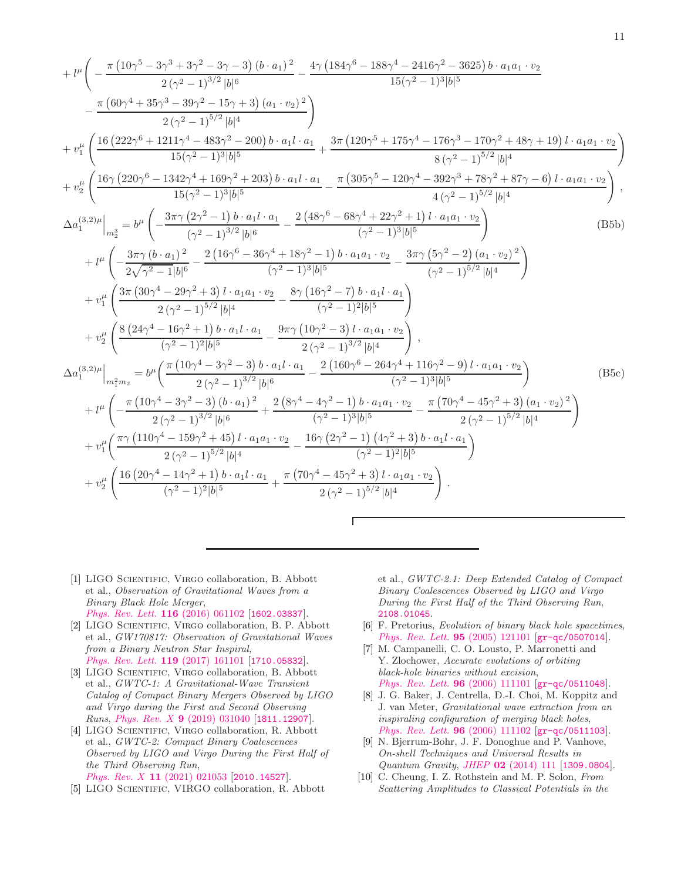$$
\begin{aligned}
&+ l^\mu\Bigg( -\frac{\pi\left(10\gamma^5-3\gamma^3+3\gamma^2-3\gamma-3\right)(b\cdot a_1)^2}{2\left(\gamma^2-1\right)^{3/2}|b|^6} - \frac{4\gamma\left(184\gamma^6-188\gamma^4-2416\gamma^2-3625\right)b\cdot a_1 a_1\cdot v_2}{15(\gamma^2-1)^3|b|^5} \\
&\quad - \frac{\pi\left(60\gamma^4+35\gamma^3-39\gamma^2-15\gamma+3\right)(a_1\cdot v_2)^2}{2\left(\gamma^2-1\right)^{5/2}|b|^4}\Bigg) \\
&+ v_1^\mu\left(\frac{16\left(222\gamma^6+1211\gamma^4-483\gamma^2-200\right)b\cdot a_1 l\cdot a_1}{15(\gamma^2-1)^3|b|^5} + \frac{3\pi\left(120\gamma^5+175\gamma^4-176\gamma^3-170\gamma^2+48\gamma+19\right)l\cdot a_1 a_1\cdot v_2}{8\left(\gamma^2-1\right)^{5/2}|b|^4}\right) \\
&+ v_2^\mu\left(\frac{16\gamma\left(220\gamma^6-1342\gamma^4+169\gamma^2+203\right)b\cdot a_1 l\cdot a_1}{15(\gamma^2-1)^3|b|^5} - \frac{\pi\left(305\gamma^5-120\gamma^4-392\gamma^3+78\gamma^2+87\gamma-6\right)l\cdot a_1 a_1\cdot v_2}{4\left(\gamma^2-1\right)^{5/2}|b|^4}\right),
\end{aligned}
$$

$$
\begin{aligned}
\Delta a_1^{(3,2)\mu}\Big|_{m_2^3} &= b^\mu\left(-\frac{3\pi\gamma\left(2\gamma^2-1\right)b\cdot a_1 l\cdot a_1}{\left(\gamma^2-1\right)^{3/2}|b|^6} - \frac{2\left(48\gamma^6-68\gamma^4+22\gamma^2+1\right)l\cdot a_1 a_1\cdot v_2}{(\gamma^2-1)^3|b|^5}\right) \\
&+ l^\mu\left(-\frac{3\pi\gamma\,(b\cdot a_1)^2}{2\sqrt{\gamma^2-1}|b|^6} - \frac{2\left(16\gamma^6-36\gamma^4+18\gamma^2-1\right)b\cdot a_1 a_1\cdot v_2}{(\gamma^2-1)^3|b|^5} - \frac{3\pi\gamma\left(5\gamma^2-2\right)(a_1\cdot v_2)^2}{\left(\gamma^2-1\right)^{5/2}|b|^4}\right) \\
&+ v_1^\mu\left(\frac{3\pi\left(30\gamma^4-29\gamma^2+3\right)l\cdot a_1 a_1\cdot v_2}{2\left(\gamma^2-1\right)^{5/2}|b|^4} - \frac{8\gamma\left(16\gamma^2-7\right)b\cdot a_1 l\cdot a_1}{(\gamma^2-1)^2|b|^5}\right) \\
&+ v_2^\mu\left(\frac{8\left(24\gamma^4-16\gamma^2+1\right)b\cdot a_1 l\cdot a_1}{(\gamma^2-1)^2|b|^5} - \frac{9\pi\gamma\left(10\gamma^2-3\right)l\cdot a_1 a_1\cdot v_2}{2\left(\gamma^2-1\right)^{3/2}|b|^4}\right),
\end{aligned}
\tag{B5b}
$$

$$
\begin{aligned}
\Delta a_1^{(3,2)\mu}\Big|_{m_1^2 m_2} &= b^\mu\left(\frac{\pi\left(10\gamma^4-3\gamma^2-3\right)b\cdot a_1 l\cdot a_1}{2\left(\gamma^2-1\right)^{3/2}|b|^6} - \frac{2\left(160\gamma^6-264\gamma^4+116\gamma^2-9\right)l\cdot a_1 a_1\cdot v_2}{(\gamma^2-1)^3|b|^5}\right) \\
&+ l^\mu\left(-\frac{\pi\left(10\gamma^4-3\gamma^2-3\right)(b\cdot a_1)^2}{2\left(\gamma^2-1\right)^{3/2}|b|^6} + \frac{2\left(8\gamma^4-4\gamma^2-1\right)b\cdot a_1 a_1\cdot v_2}{(\gamma^2-1)^3|b|^5} - \frac{\pi\left(70\gamma^4-45\gamma^2+3\right)(a_1\cdot v_2)^2}{2\left(\gamma^2-1\right)^{5/2}|b|^4}\right) \\
&+ v_1^\mu\left(\frac{\pi\gamma\left(110\gamma^4-159\gamma^2+45\right)l\cdot a_1 a_1\cdot v_2}{2\left(\gamma^2-1\right)^{5/2}|b|^4} - \frac{16\gamma\left(2\gamma^2-1\right)\left(4\gamma^2+3\right)b\cdot a_1 l\cdot a_1}{(\gamma^2-1)^2|b|^5}\right) \\
&+ v_2^\mu\left(\frac{16\left(20\gamma^4-14\gamma^2+1\right)b\cdot a_1 l\cdot a_1}{(\gamma^2-1)^2|b|^5} + \frac{\pi\left(70\gamma^4-45\gamma^2+3\right)l\cdot a_1 a_1\cdot v_2}{2\left(\gamma^2-1\right)^{5/2}|b|^4}\right).
\end{aligned}
\tag{B5c}
$$

---

[1] LIGO Scientific, Virgo collaboration, B. Abbott et al., *Observation of Gravitational Waves from a Binary Black Hole Merger*, Phys. Rev. Lett. **116** (2016) 061102 [1602.03837].

[2] LIGO Scientific, Virgo collaboration, B. P. Abbott et al., *GW170817: Observation of Gravitational Waves from a Binary Neutron Star Inspiral*, Phys. Rev. Lett. **119** (2017) 161101 [1710.05832].

[3] LIGO Scientific, Virgo collaboration, B. Abbott et al., *GWTC-1: A Gravitational-Wave Transient Catalog of Compact Binary Mergers Observed by LIGO and Virgo during the First and Second Observing Runs*, Phys. Rev. X **9** (2019) 031040 [1811.12907].

[4] LIGO Scientific, Virgo collaboration, R. Abbott et al., *GWTC-2: Compact Binary Coalescences Observed by LIGO and Virgo During the First Half of the Third Observing Run*, Phys. Rev. X **11** (2021) 021053 [2010.14527].

[5] LIGO Scientific, VIRGO collaboration, R. Abbott et al., *GWTC-2.1: Deep Extended Catalog of Compact Binary Coalescences Observed by LIGO and Virgo During the First Half of the Third Observing Run*, 2108.01045.

[6] F. Pretorius, *Evolution of binary black hole spacetimes*, Phys. Rev. Lett. **95** (2005) 121101 [gr-qc/0507014].

[7] M. Campanelli, C. O. Lousto, P. Marronetti and Y. Zlochower, *Accurate evolutions of orbiting black-hole binaries without excision*, Phys. Rev. Lett. **96** (2006) 111101 [gr-qc/0511048].

[8] J. G. Baker, J. Centrella, D.-I. Choi, M. Koppitz and J. van Meter, *Gravitational wave extraction from an inspiraling configuration of merging black holes*, Phys. Rev. Lett. **96** (2006) 111102 [gr-qc/0511103].

[9] N. Bjerrum-Bohr, J. F. Donoghue and P. Vanhove, *On-shell Techniques and Universal Results in Quantum Gravity*, JHEP **02** (2014) 111 [1309.0804].

[10] C. Cheung, I. Z. Rothstein and M. P. Solon, *From Scattering Amplitudes to Classical Potentials in the*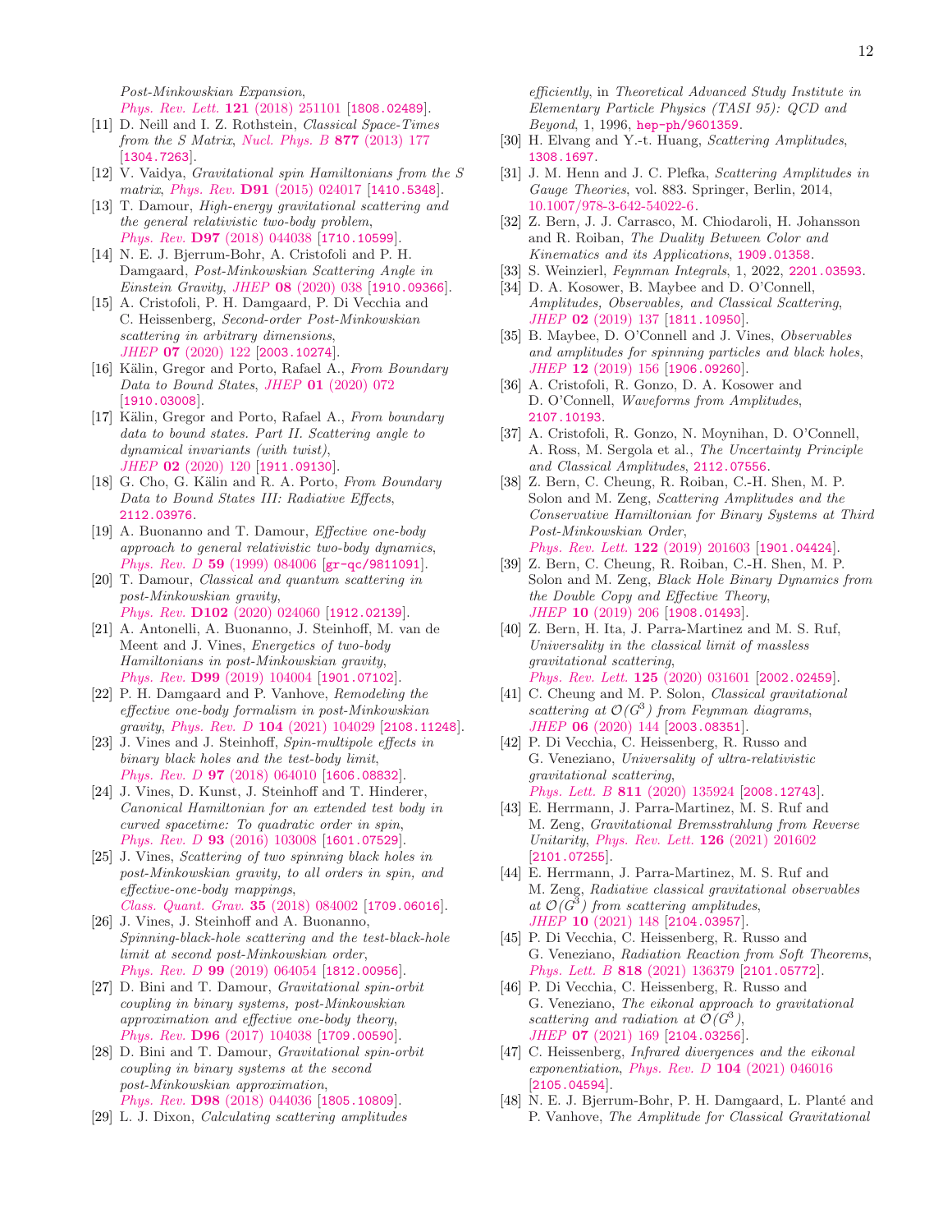*Post-Minkowskian Expansion*, Phys. Rev. Lett. **121** (2018) 251101 [1808.02489].

[11] D. Neill and I. Z. Rothstein, *Classical Space-Times from the S Matrix*, Nucl. Phys. B **877** (2013) 177 [1304.7263].

[12] V. Vaidya, *Gravitational spin Hamiltonians from the S matrix*, Phys. Rev. **D91** (2015) 024017 [1410.5348].

[13] T. Damour, *High-energy gravitational scattering and the general relativistic two-body problem*, Phys. Rev. **D97** (2018) 044038 [1710.10599].

[14] N. E. J. Bjerrum-Bohr, A. Cristofoli and P. H. Damgaard, *Post-Minkowskian Scattering Angle in Einstein Gravity*, JHEP **08** (2020) 038 [1910.09366].

[15] A. Cristofoli, P. H. Damgaard, P. Di Vecchia and C. Heissenberg, *Second-order Post-Minkowskian scattering in arbitrary dimensions*, JHEP **07** (2020) 122 [2003.10274].

[16] Kälin, Gregor and Porto, Rafael A., *From Boundary Data to Bound States*, JHEP **01** (2020) 072 [1910.03008].

[17] Kälin, Gregor and Porto, Rafael A., *From boundary data to bound states. Part II. Scattering angle to dynamical invariants (with twist)*, JHEP **02** (2020) 120 [1911.09130].

[18] G. Cho, G. Kälin and R. A. Porto, *From Boundary Data to Bound States III: Radiative Effects*, 2112.03976.

[19] A. Buonanno and T. Damour, *Effective one-body approach to general relativistic two-body dynamics*, Phys. Rev. D **59** (1999) 084006 [gr-qc/9811091].

[20] T. Damour, *Classical and quantum scattering in post-Minkowskian gravity*, Phys. Rev. **D102** (2020) 024060 [1912.02139].

[21] A. Antonelli, A. Buonanno, J. Steinhoff, M. van de Meent and J. Vines, *Energetics of two-body Hamiltonians in post-Minkowskian gravity*, Phys. Rev. **D99** (2019) 104004 [1901.07102].

[22] P. H. Damgaard and P. Vanhove, *Remodeling the effective one-body formalism in post-Minkowskian gravity*, Phys. Rev. D **104** (2021) 104029 [2108.11248].

[23] J. Vines and J. Steinhoff, *Spin-multipole effects in binary black holes and the test-body limit*, Phys. Rev. D **97** (2018) 064010 [1606.08832].

[24] J. Vines, D. Kunst, J. Steinhoff and T. Hinderer, *Canonical Hamiltonian for an extended test body in curved spacetime: To quadratic order in spin*, Phys. Rev. D **93** (2016) 103008 [1601.07529].

[25] J. Vines, *Scattering of two spinning black holes in post-Minkowskian gravity, to all orders in spin, and effective-one-body mappings*, Class. Quant. Grav. **35** (2018) 084002 [1709.06016].

[26] J. Vines, J. Steinhoff and A. Buonanno, *Spinning-black-hole scattering and the test-black-hole limit at second post-Minkowskian order*, Phys. Rev. D **99** (2019) 064054 [1812.00956].

[27] D. Bini and T. Damour, *Gravitational spin-orbit coupling in binary systems, post-Minkowskian approximation and effective one-body theory*, Phys. Rev. **D96** (2017) 104038 [1709.00590].

[28] D. Bini and T. Damour, *Gravitational spin-orbit coupling in binary systems at the second post-Minkowskian approximation*, Phys. Rev. **D98** (2018) 044036 [1805.10809].

[29] L. J. Dixon, *Calculating scattering amplitudes efficiently*, in *Theoretical Advanced Study Institute in Elementary Particle Physics (TASI 95): QCD and Beyond*, 1, 1996, hep-ph/9601359.

[30] H. Elvang and Y.-t. Huang, *Scattering Amplitudes*, 1308.1697.

[31] J. M. Henn and J. C. Plefka, *Scattering Amplitudes in Gauge Theories*, vol. 883. Springer, Berlin, 2014, 10.1007/978-3-642-54022-6.

[32] Z. Bern, J. J. Carrasco, M. Chiodaroli, H. Johansson and R. Roiban, *The Duality Between Color and Kinematics and its Applications*, 1909.01358.

[33] S. Weinzierl, *Feynman Integrals*, 1, 2022, 2201.03593.

[34] D. A. Kosower, B. Maybee and D. O'Connell, *Amplitudes, Observables, and Classical Scattering*, JHEP **02** (2019) 137 [1811.10950].

[35] B. Maybee, D. O'Connell and J. Vines, *Observables and amplitudes for spinning particles and black holes*, JHEP **12** (2019) 156 [1906.09260].

[36] A. Cristofoli, R. Gonzo, D. A. Kosower and D. O'Connell, *Waveforms from Amplitudes*, 2107.10193.

[37] A. Cristofoli, R. Gonzo, N. Moynihan, D. O'Connell, A. Ross, M. Sergola et al., *The Uncertainty Principle and Classical Amplitudes*, 2112.07556.

[38] Z. Bern, C. Cheung, R. Roiban, C.-H. Shen, M. P. Solon and M. Zeng, *Scattering Amplitudes and the Conservative Hamiltonian for Binary Systems at Third Post-Minkowskian Order*, Phys. Rev. Lett. **122** (2019) 201603 [1901.04424].

[39] Z. Bern, C. Cheung, R. Roiban, C.-H. Shen, M. P. Solon and M. Zeng, *Black Hole Binary Dynamics from the Double Copy and Effective Theory*, JHEP **10** (2019) 206 [1908.01493].

[40] Z. Bern, H. Ita, J. Parra-Martinez and M. S. Ruf, *Universality in the classical limit of massless gravitational scattering*, Phys. Rev. Lett. **125** (2020) 031601 [2002.02459].

[41] C. Cheung and M. P. Solon, *Classical gravitational scattering at $\mathcal{O}(G^3)$ from Feynman diagrams*, JHEP **06** (2020) 144 [2003.08351].

[42] P. Di Vecchia, C. Heissenberg, R. Russo and G. Veneziano, *Universality of ultra-relativistic gravitational scattering*, Phys. Lett. B **811** (2020) 135924 [2008.12743].

[43] E. Herrmann, J. Parra-Martinez, M. S. Ruf and M. Zeng, *Gravitational Bremsstrahlung from Reverse Unitarity*, Phys. Rev. Lett. **126** (2021) 201602 [2101.07255].

[44] E. Herrmann, J. Parra-Martinez, M. S. Ruf and M. Zeng, *Radiative classical gravitational observables at $\mathcal{O}(G^3)$ from scattering amplitudes*, JHEP **10** (2021) 148 [2104.03957].

[45] P. Di Vecchia, C. Heissenberg, R. Russo and G. Veneziano, *Radiation Reaction from Soft Theorems*, Phys. Lett. B **818** (2021) 136379 [2101.05772].

[46] P. Di Vecchia, C. Heissenberg, R. Russo and G. Veneziano, *The eikonal approach to gravitational scattering and radiation at $\mathcal{O}(G^3)$*, JHEP **07** (2021) 169 [2104.03256].

[47] C. Heissenberg, *Infrared divergences and the eikonal exponentiation*, Phys. Rev. D **104** (2021) 046016 [2105.04594].

[48] N. E. J. Bjerrum-Bohr, P. H. Damgaard, L. Planté and P. Vanhove, *The Amplitude for Classical Gravitational*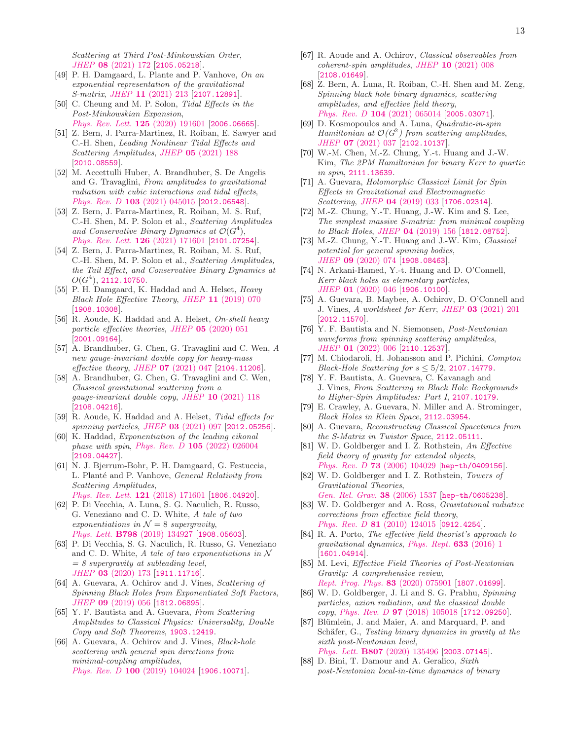*Scattering at Third Post-Minkowskian Order*, *JHEP* **08** (2021) 172 [2105.05218].

[49] P. H. Damgaard, L. Plante and P. Vanhove, *On an exponential representation of the gravitational S-matrix*, *JHEP* **11** (2021) 213 [2107.12891].

[50] C. Cheung and M. P. Solon, *Tidal Effects in the Post-Minkowskian Expansion*, *Phys. Rev. Lett.* **125** (2020) 191601 [2006.06665].

[51] Z. Bern, J. Parra-Martinez, R. Roiban, E. Sawyer and C.-H. Shen, *Leading Nonlinear Tidal Effects and Scattering Amplitudes*, *JHEP* **05** (2021) 188 [2010.08559].

[52] M. Accettulli Huber, A. Brandhuber, S. De Angelis and G. Travaglini, *From amplitudes to gravitational radiation with cubic interactions and tidal effects*, *Phys. Rev. D* **103** (2021) 045015 [2012.06548].

[53] Z. Bern, J. Parra-Martinez, R. Roiban, M. S. Ruf, C.-H. Shen, M. P. Solon et al., *Scattering Amplitudes and Conservative Binary Dynamics at $\mathcal{O}(G^4)$*, *Phys. Rev. Lett.* **126** (2021) 171601 [2101.07254].

[54] Z. Bern, J. Parra-Martinez, R. Roiban, M. S. Ruf, C.-H. Shen, M. P. Solon et al., *Scattering Amplitudes, the Tail Effect, and Conservative Binary Dynamics at $O(G^4)$*, 2112.10750.

[55] P. H. Damgaard, K. Haddad and A. Helset, *Heavy Black Hole Effective Theory*, *JHEP* **11** (2019) 070 [1908.10308].

[56] R. Aoude, K. Haddad and A. Helset, *On-shell heavy particle effective theories*, *JHEP* **05** (2020) 051 [2001.09164].

[57] A. Brandhuber, G. Chen, G. Travaglini and C. Wen, *A new gauge-invariant double copy for heavy-mass effective theory*, *JHEP* **07** (2021) 047 [2104.11206].

[58] A. Brandhuber, G. Chen, G. Travaglini and C. Wen, *Classical gravitational scattering from a gauge-invariant double copy*, *JHEP* **10** (2021) 118 [2108.04216].

[59] R. Aoude, K. Haddad and A. Helset, *Tidal effects for spinning particles*, *JHEP* **03** (2021) 097 [2012.05256].

[60] K. Haddad, *Exponentiation of the leading eikonal phase with spin*, *Phys. Rev. D* **105** (2022) 026004 [2109.04427].

[61] N. J. Bjerrum-Bohr, P. H. Damgaard, G. Festuccia, L. Planté and P. Vanhove, *General Relativity from Scattering Amplitudes*, *Phys. Rev. Lett.* **121** (2018) 171601 [1806.04920].

[62] P. Di Vecchia, A. Luna, S. G. Naculich, R. Russo, G. Veneziano and C. D. White, *A tale of two exponentiations in $\mathcal{N} = 8$ supergravity*, *Phys. Lett.* **B798** (2019) 134927 [1908.05603].

[63] P. Di Vecchia, S. G. Naculich, R. Russo, G. Veneziano and C. D. White, *A tale of two exponentiations in $\mathcal{N} = 8$ supergravity at subleading level*, *JHEP* **03** (2020) 173 [1911.11716].

[64] A. Guevara, A. Ochirov and J. Vines, *Scattering of Spinning Black Holes from Exponentiated Soft Factors*, *JHEP* **09** (2019) 056 [1812.06895].

[65] Y. F. Bautista and A. Guevara, *From Scattering Amplitudes to Classical Physics: Universality, Double Copy and Soft Theorems*, 1903.12419.

[66] A. Guevara, A. Ochirov and J. Vines, *Black-hole scattering with general spin directions from minimal-coupling amplitudes*, *Phys. Rev. D* **100** (2019) 104024 [1906.10071].

[67] R. Aoude and A. Ochirov, *Classical observables from coherent-spin amplitudes*, *JHEP* **10** (2021) 008 [2108.01649].

[68] Z. Bern, A. Luna, R. Roiban, C.-H. Shen and M. Zeng, *Spinning black hole binary dynamics, scattering amplitudes, and effective field theory*, *Phys. Rev. D* **104** (2021) 065014 [2005.03071].

[69] D. Kosmopoulos and A. Luna, *Quadratic-in-spin Hamiltonian at $\mathcal{O}(G^2)$ from scattering amplitudes*, *JHEP* **07** (2021) 037 [2102.10137].

[70] W.-M. Chen, M.-Z. Chung, Y.-t. Huang and J.-W. Kim, *The 2PM Hamiltonian for binary Kerr to quartic in spin*, 2111.13639.

[71] A. Guevara, *Holomorphic Classical Limit for Spin Effects in Gravitational and Electromagnetic Scattering*, *JHEP* **04** (2019) 033 [1706.02314].

[72] M.-Z. Chung, Y.-T. Huang, J.-W. Kim and S. Lee, *The simplest massive S-matrix: from minimal coupling to Black Holes*, *JHEP* **04** (2019) 156 [1812.08752].

[73] M.-Z. Chung, Y.-T. Huang and J.-W. Kim, *Classical potential for general spinning bodies*, *JHEP* **09** (2020) 074 [1908.08463].

[74] N. Arkani-Hamed, Y.-t. Huang and D. O'Connell, *Kerr black holes as elementary particles*, *JHEP* **01** (2020) 046 [1906.10100].

[75] A. Guevara, B. Maybee, A. Ochirov, D. O'Connell and J. Vines, *A worldsheet for Kerr*, *JHEP* **03** (2021) 201 [2012.11570].

[76] Y. F. Bautista and N. Siemonsen, *Post-Newtonian waveforms from spinning scattering amplitudes*, *JHEP* **01** (2022) 006 [2110.12537].

[77] M. Chiodaroli, H. Johansson and P. Pichini, *Compton Black-Hole Scattering for $s \leq 5/2$*, 2107.14779.

[78] Y. F. Bautista, A. Guevara, C. Kavanagh and J. Vines, *From Scattering in Black Hole Backgrounds to Higher-Spin Amplitudes: Part I*, 2107.10179.

[79] E. Crawley, A. Guevara, N. Miller and A. Strominger, *Black Holes in Klein Space*, 2112.03954.

[80] A. Guevara, *Reconstructing Classical Spacetimes from the S-Matrix in Twistor Space*, 2112.05111.

[81] W. D. Goldberger and I. Z. Rothstein, *An Effective field theory of gravity for extended objects*, *Phys. Rev. D* **73** (2006) 104029 [hep-th/0409156].

[82] W. D. Goldberger and I. Z. Rothstein, *Towers of Gravitational Theories*, *Gen. Rel. Grav.* **38** (2006) 1537 [hep-th/0605238].

[83] W. D. Goldberger and A. Ross, *Gravitational radiative corrections from effective field theory*, *Phys. Rev. D* **81** (2010) 124015 [0912.4254].

[84] R. A. Porto, *The effective field theorist's approach to gravitational dynamics*, *Phys. Rept.* **633** (2016) 1 [1601.04914].

[85] M. Levi, *Effective Field Theories of Post-Newtonian Gravity: A comprehensive review*, *Rept. Prog. Phys.* **83** (2020) 075901 [1807.01699].

[86] W. D. Goldberger, J. Li and S. G. Prabhu, *Spinning particles, axion radiation, and the classical double copy*, *Phys. Rev. D* **97** (2018) 105018 [1712.09250].

[87] Blümlein, J. and Maier, A. and Marquard, P. and Schäfer, G., *Testing binary dynamics in gravity at the sixth post-Newtonian level*, *Phys. Lett.* **B807** (2020) 135496 [2003.07145].

[88] D. Bini, T. Damour and A. Geralico, *Sixth post-Newtonian local-in-time dynamics of binary*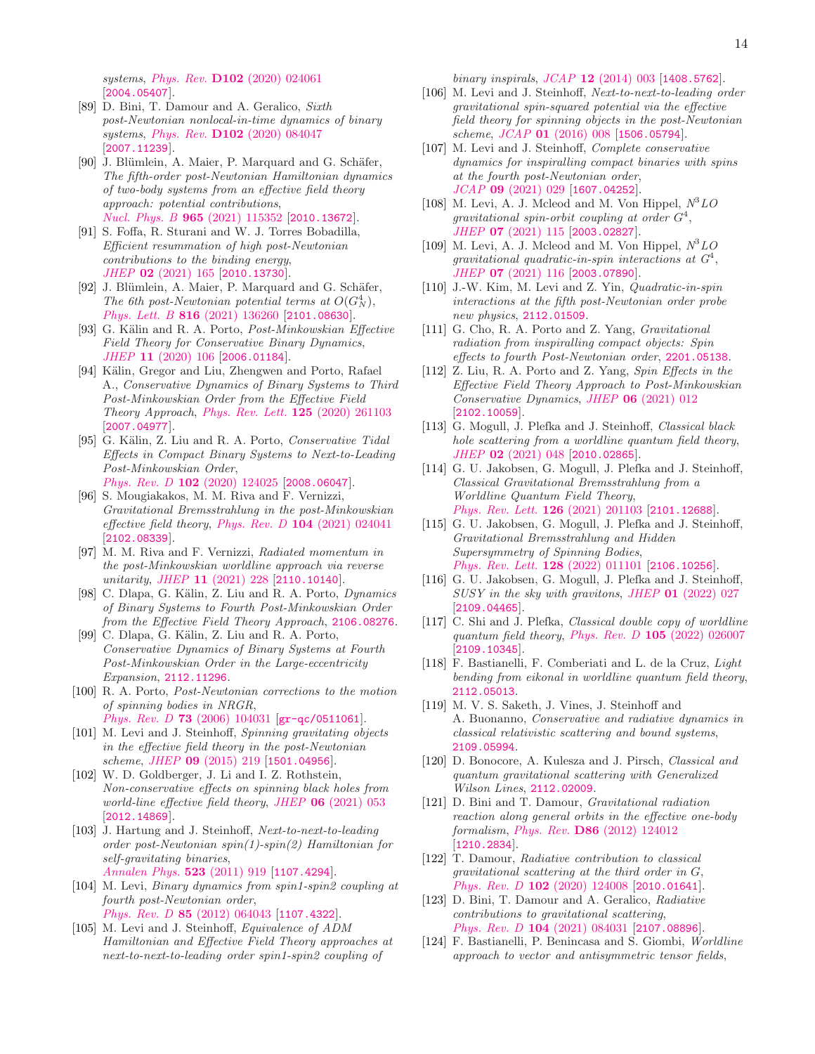*systems*, Phys. Rev. **D102** (2020) 024061 [2004.05407].

[89] D. Bini, T. Damour and A. Geralico, *Sixth post-Newtonian nonlocal-in-time dynamics of binary systems*, Phys. Rev. **D102** (2020) 084047 [2007.11239].

[90] J. Blümlein, A. Maier, P. Marquard and G. Schäfer, *The fifth-order post-Newtonian Hamiltonian dynamics of two-body systems from an effective field theory approach: potential contributions*, Nucl. Phys. B **965** (2021) 115352 [2010.13672].

[91] S. Foffa, R. Sturani and W. J. Torres Bobadilla, *Efficient resummation of high post-Newtonian contributions to the binding energy*, JHEP **02** (2021) 165 [2010.13730].

[92] J. Blümlein, A. Maier, P. Marquard and G. Schäfer, *The 6th post-Newtonian potential terms at $O(G_N^4)$*, Phys. Lett. B **816** (2021) 136260 [2101.08630].

[93] G. Kälin and R. A. Porto, *Post-Minkowskian Effective Field Theory for Conservative Binary Dynamics*, JHEP **11** (2020) 106 [2006.01184].

[94] Kälin, Gregor and Liu, Zhengwen and Porto, Rafael A., *Conservative Dynamics of Binary Systems to Third Post-Minkowskian Order from the Effective Field Theory Approach*, Phys. Rev. Lett. **125** (2020) 261103 [2007.04977].

[95] G. Kälin, Z. Liu and R. A. Porto, *Conservative Tidal Effects in Compact Binary Systems to Next-to-Leading Post-Minkowskian Order*, Phys. Rev. D **102** (2020) 124025 [2008.06047].

[96] S. Mougiakakos, M. M. Riva and F. Vernizzi, *Gravitational Bremsstrahlung in the post-Minkowskian effective field theory*, Phys. Rev. D **104** (2021) 024041 [2102.08339].

[97] M. M. Riva and F. Vernizzi, *Radiated momentum in the post-Minkowskian worldline approach via reverse unitarity*, JHEP **11** (2021) 228 [2110.10140].

[98] C. Dlapa, G. Kälin, Z. Liu and R. A. Porto, *Dynamics of Binary Systems to Fourth Post-Minkowskian Order from the Effective Field Theory Approach*, 2106.08276.

[99] C. Dlapa, G. Kälin, Z. Liu and R. A. Porto, *Conservative Dynamics of Binary Systems at Fourth Post-Minkowskian Order in the Large-eccentricity Expansion*, 2112.11296.

[100] R. A. Porto, *Post-Newtonian corrections to the motion of spinning bodies in NRGR*, Phys. Rev. D **73** (2006) 104031 [gr-qc/0511061].

[101] M. Levi and J. Steinhoff, *Spinning gravitating objects in the effective field theory in the post-Newtonian scheme*, JHEP **09** (2015) 219 [1501.04956].

[102] W. D. Goldberger, J. Li and I. Z. Rothstein, *Non-conservative effects on spinning black holes from world-line effective field theory*, JHEP **06** (2021) 053 [2012.14869].

[103] J. Hartung and J. Steinhoff, *Next-to-next-to-leading order post-Newtonian spin(1)-spin(2) Hamiltonian for self-gravitating binaries*, Annalen Phys. **523** (2011) 919 [1107.4294].

[104] M. Levi, *Binary dynamics from spin1-spin2 coupling at fourth post-Newtonian order*, Phys. Rev. D **85** (2012) 064043 [1107.4322].

[105] M. Levi and J. Steinhoff, *Equivalence of ADM Hamiltonian and Effective Field Theory approaches at next-to-next-to-leading order spin1-spin2 coupling of binary inspirals*, JCAP **12** (2014) 003 [1408.5762].

[106] M. Levi and J. Steinhoff, *Next-to-next-to-leading order gravitational spin-squared potential via the effective field theory for spinning objects in the post-Newtonian scheme*, JCAP **01** (2016) 008 [1506.05794].

[107] M. Levi and J. Steinhoff, *Complete conservative dynamics for inspiralling compact binaries with spins at the fourth post-Newtonian order*, JCAP **09** (2021) 029 [1607.04252].

[108] M. Levi, A. J. Mcleod and M. Von Hippel, *$N^3LO$ gravitational spin-orbit coupling at order $G^4$*, JHEP **07** (2021) 115 [2003.02827].

[109] M. Levi, A. J. Mcleod and M. Von Hippel, *$N^3LO$ gravitational quadratic-in-spin interactions at $G^4$*, JHEP **07** (2021) 116 [2003.07890].

[110] J.-W. Kim, M. Levi and Z. Yin, *Quadratic-in-spin interactions at the fifth post-Newtonian order probe new physics*, 2112.01509.

[111] G. Cho, R. A. Porto and Z. Yang, *Gravitational radiation from inspiralling compact objects: Spin effects to fourth Post-Newtonian order*, 2201.05138.

[112] Z. Liu, R. A. Porto and Z. Yang, *Spin Effects in the Effective Field Theory Approach to Post-Minkowskian Conservative Dynamics*, JHEP **06** (2021) 012 [2102.10059].

[113] G. Mogull, J. Plefka and J. Steinhoff, *Classical black hole scattering from a worldline quantum field theory*, JHEP **02** (2021) 048 [2010.02865].

[114] G. U. Jakobsen, G. Mogull, J. Plefka and J. Steinhoff, *Classical Gravitational Bremsstrahlung from a Worldline Quantum Field Theory*, Phys. Rev. Lett. **126** (2021) 201103 [2101.12688].

[115] G. U. Jakobsen, G. Mogull, J. Plefka and J. Steinhoff, *Gravitational Bremsstrahlung and Hidden Supersymmetry of Spinning Bodies*, Phys. Rev. Lett. **128** (2022) 011101 [2106.10256].

[116] G. U. Jakobsen, G. Mogull, J. Plefka and J. Steinhoff, *SUSY in the sky with gravitons*, JHEP **01** (2022) 027 [2109.04465].

[117] C. Shi and J. Plefka, *Classical double copy of worldline quantum field theory*, Phys. Rev. D **105** (2022) 026007 [2109.10345].

[118] F. Bastianelli, F. Comberiati and L. de la Cruz, *Light bending from eikonal in worldline quantum field theory*, 2112.05013.

[119] M. V. S. Saketh, J. Vines, J. Steinhoff and A. Buonanno, *Conservative and radiative dynamics in classical relativistic scattering and bound systems*, 2109.05994.

[120] D. Bonocore, A. Kulesza and J. Pirsch, *Classical and quantum gravitational scattering with Generalized Wilson Lines*, 2112.02009.

[121] D. Bini and T. Damour, *Gravitational radiation reaction along general orbits in the effective one-body formalism*, Phys. Rev. **D86** (2012) 124012 [1210.2834].

[122] T. Damour, *Radiative contribution to classical gravitational scattering at the third order in G*, Phys. Rev. D **102** (2020) 124008 [2010.01641].

[123] D. Bini, T. Damour and A. Geralico, *Radiative contributions to gravitational scattering*, Phys. Rev. D **104** (2021) 084031 [2107.08896].

[124] F. Bastianelli, P. Benincasa and S. Giombi, *Worldline approach to vector and antisymmetric tensor fields*,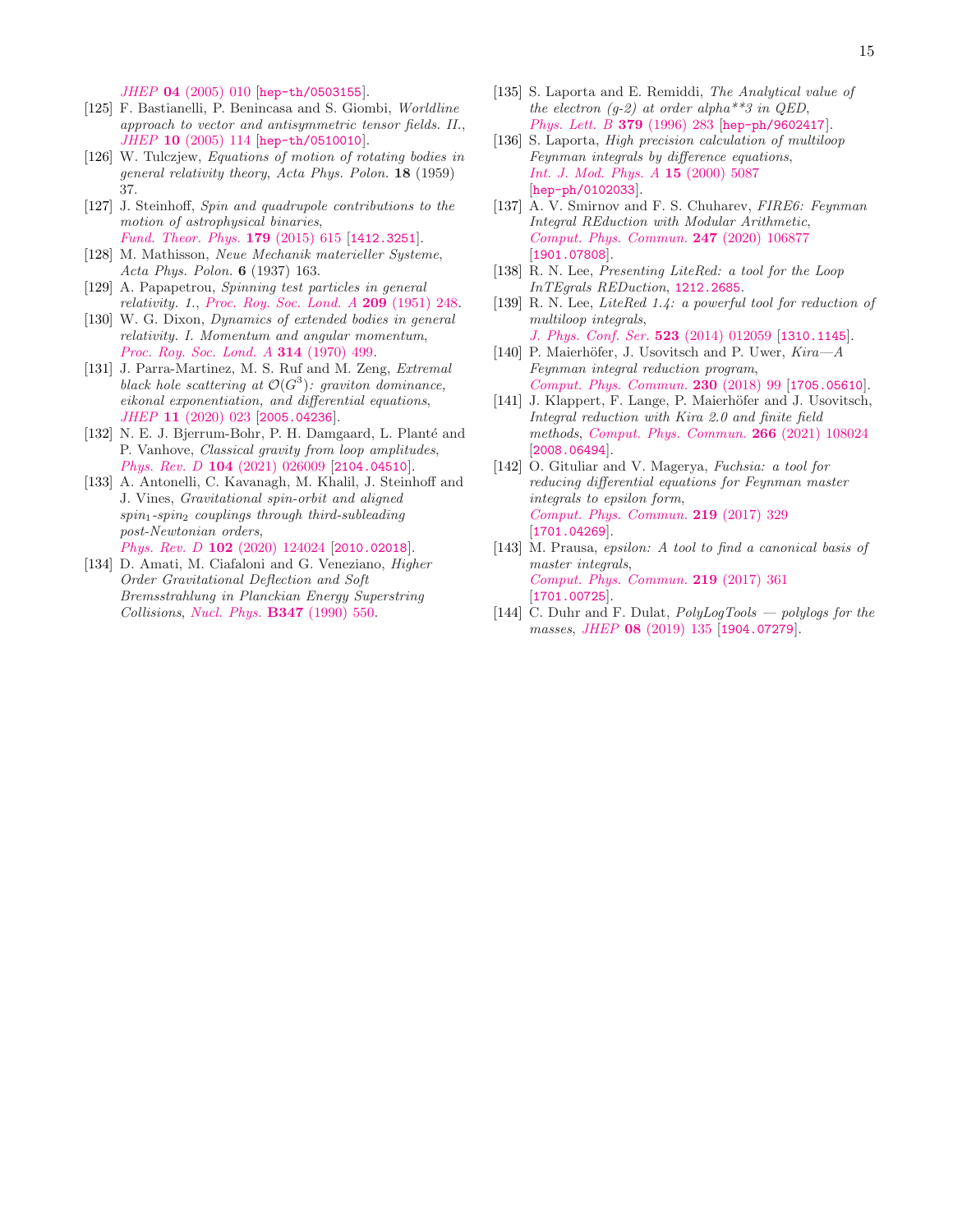*JHEP* **04** (2005) 010 [hep-th/0503155].

[125] F. Bastianelli, P. Benincasa and S. Giombi, *Worldline approach to vector and antisymmetric tensor fields. II.*, *JHEP* **10** (2005) 114 [hep-th/0510010].

[126] W. Tulczjew, *Equations of motion of rotating bodies in general relativity theory*, *Acta Phys. Polon.* **18** (1959) 37.

[127] J. Steinhoff, *Spin and quadrupole contributions to the motion of astrophysical binaries*, *Fund. Theor. Phys.* **179** (2015) 615 [1412.3251].

[128] M. Mathisson, *Neue Mechanik materieller Systeme*, *Acta Phys. Polon.* **6** (1937) 163.

[129] A. Papapetrou, *Spinning test particles in general relativity. 1.*, *Proc. Roy. Soc. Lond. A* **209** (1951) 248.

[130] W. G. Dixon, *Dynamics of extended bodies in general relativity. I. Momentum and angular momentum*, *Proc. Roy. Soc. Lond. A* **314** (1970) 499.

[131] J. Parra-Martinez, M. S. Ruf and M. Zeng, *Extremal black hole scattering at $\mathcal{O}(G^3)$: graviton dominance, eikonal exponentiation, and differential equations*, *JHEP* **11** (2020) 023 [2005.04236].

[132] N. E. J. Bjerrum-Bohr, P. H. Damgaard, L. Planté and P. Vanhove, *Classical gravity from loop amplitudes*, *Phys. Rev. D* **104** (2021) 026009 [2104.04510].

[133] A. Antonelli, C. Kavanagh, M. Khalil, J. Steinhoff and J. Vines, *Gravitational spin-orbit and aligned spin$_1$-spin$_2$ couplings through third-subleading post-Newtonian orders*, *Phys. Rev. D* **102** (2020) 124024 [2010.02018].

[134] D. Amati, M. Ciafaloni and G. Veneziano, *Higher Order Gravitational Deflection and Soft Bremsstrahlung in Planckian Energy Superstring Collisions*, *Nucl. Phys.* **B347** (1990) 550.

[135] S. Laporta and E. Remiddi, *The Analytical value of the electron (g-2) at order alpha**3 in QED*, *Phys. Lett. B* **379** (1996) 283 [hep-ph/9602417].

[136] S. Laporta, *High precision calculation of multiloop Feynman integrals by difference equations*, *Int. J. Mod. Phys. A* **15** (2000) 5087 [hep-ph/0102033].

[137] A. V. Smirnov and F. S. Chuharev, *FIRE6: Feynman Integral REduction with Modular Arithmetic*, *Comput. Phys. Commun.* **247** (2020) 106877 [1901.07808].

[138] R. N. Lee, *Presenting LiteRed: a tool for the Loop InTEgrals REDuction*, 1212.2685.

[139] R. N. Lee, *LiteRed 1.4: a powerful tool for reduction of multiloop integrals*, *J. Phys. Conf. Ser.* **523** (2014) 012059 [1310.1145].

[140] P. Maierhöfer, J. Usovitsch and P. Uwer, *Kira—A Feynman integral reduction program*, *Comput. Phys. Commun.* **230** (2018) 99 [1705.05610].

[141] J. Klappert, F. Lange, P. Maierhöfer and J. Usovitsch, *Integral reduction with Kira 2.0 and finite field methods*, *Comput. Phys. Commun.* **266** (2021) 108024 [2008.06494].

[142] O. Gituliar and V. Magerya, *Fuchsia: a tool for reducing differential equations for Feynman master integrals to epsilon form*, *Comput. Phys. Commun.* **219** (2017) 329 [1701.04269].

[143] M. Prausa, *epsilon: A tool to find a canonical basis of master integrals*, *Comput. Phys. Commun.* **219** (2017) 361 [1701.00725].

[144] C. Duhr and F. Dulat, *PolyLogTools — polylogs for the masses*, *JHEP* **08** (2019) 135 [1904.07279].